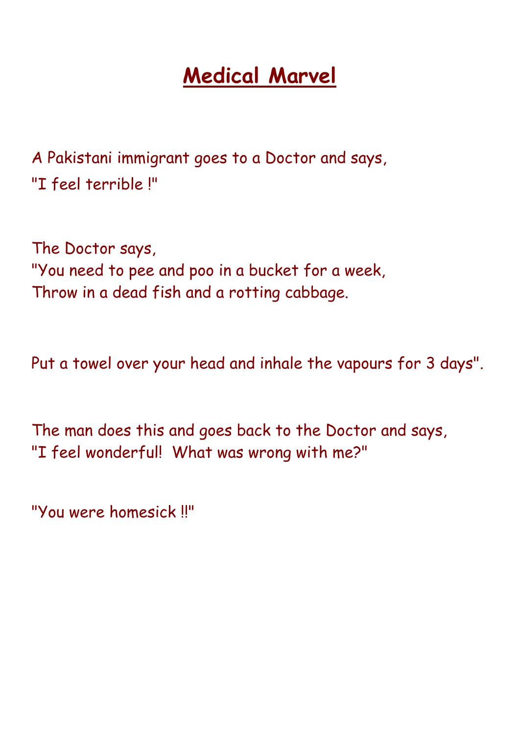# Medical Marvel

A Pakistani immigrant goes to a Doctor and says,
"I feel terrible !"

The Doctor says,
"You need to pee and poo in a bucket for a week,
Throw in a dead fish and a rotting cabbage.

Put a towel over your head and inhale the vapours for 3 days".

The man does this and goes back to the Doctor and says,
"I feel wonderful! What was wrong with me?"

"You were homesick !!"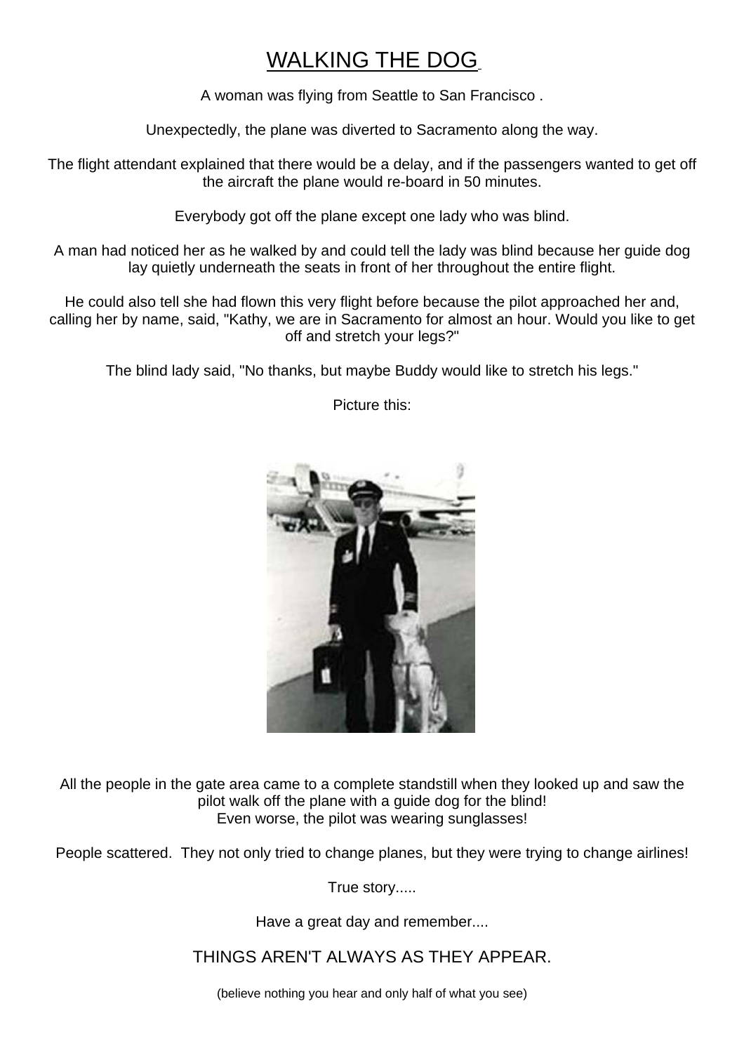# WALKING THE DOG

A woman was flying from Seattle to San Francisco .

Unexpectedly, the plane was diverted to Sacramento along the way.

The flight attendant explained that there would be a delay, and if the passengers wanted to get off the aircraft the plane would re-board in 50 minutes.

Everybody got off the plane except one lady who was blind.

A man had noticed her as he walked by and could tell the lady was blind because her guide dog lay quietly underneath the seats in front of her throughout the entire flight.

He could also tell she had flown this very flight before because the pilot approached her and, calling her by name, said, "Kathy, we are in Sacramento for almost an hour. Would you like to get off and stretch your legs?"

The blind lady said, "No thanks, but maybe Buddy would like to stretch his legs."

Picture this:

All the people in the gate area came to a complete standstill when they looked up and saw the pilot walk off the plane with a guide dog for the blind!
Even worse, the pilot was wearing sunglasses!

People scattered. They not only tried to change planes, but they were trying to change airlines!

True story.....

Have a great day and remember....

THINGS AREN'T ALWAYS AS THEY APPEAR.

(believe nothing you hear and only half of what you see)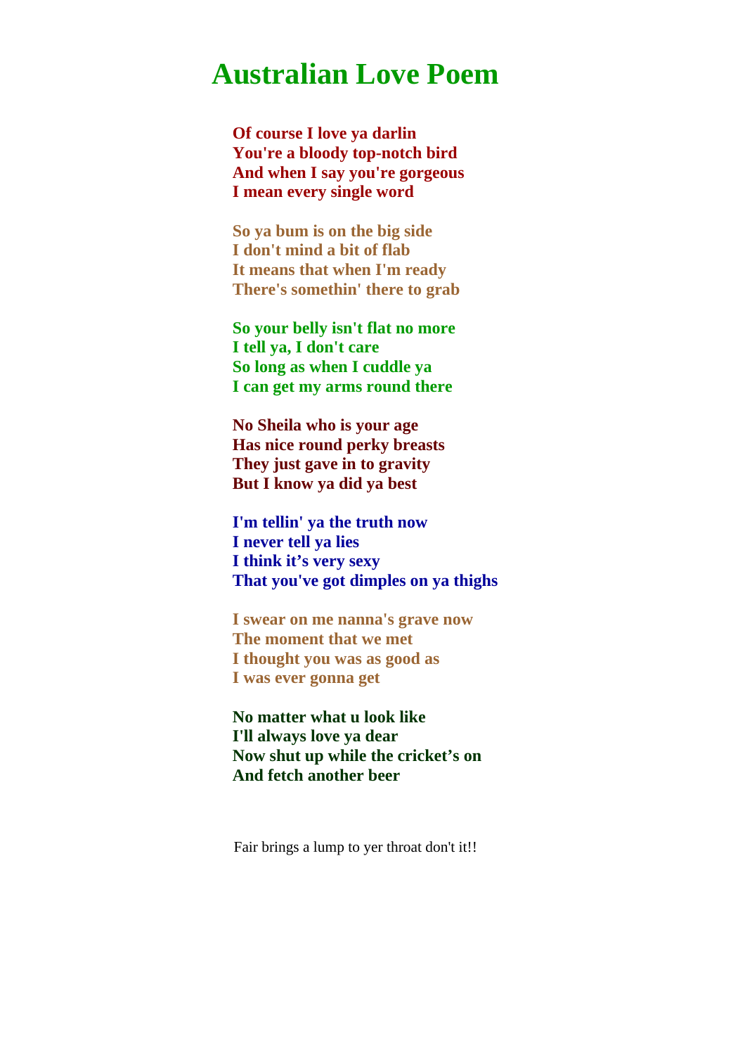# Australian Love Poem

**Of course I love ya darlin**
**You're a bloody top-notch bird**
**And when I say you're gorgeous**
**I mean every single word**

**So ya bum is on the big side**
**I don't mind a bit of flab**
**It means that when I'm ready**
**There's somethin' there to grab**

**So your belly isn't flat no more**
**I tell ya, I don't care**
**So long as when I cuddle ya**
**I can get my arms round there**

**No Sheila who is your age**
**Has nice round perky breasts**
**They just gave in to gravity**
**But I know ya did ya best**

**I'm tellin' ya the truth now**
**I never tell ya lies**
**I think it's very sexy**
**That you've got dimples on ya thighs**

**I swear on me nanna's grave now**
**The moment that we met**
**I thought you was as good as**
**I was ever gonna get**

**No matter what u look like**
**I'll always love ya dear**
**Now shut up while the cricket's on**
**And fetch another beer**

Fair brings a lump to yer throat don't it!!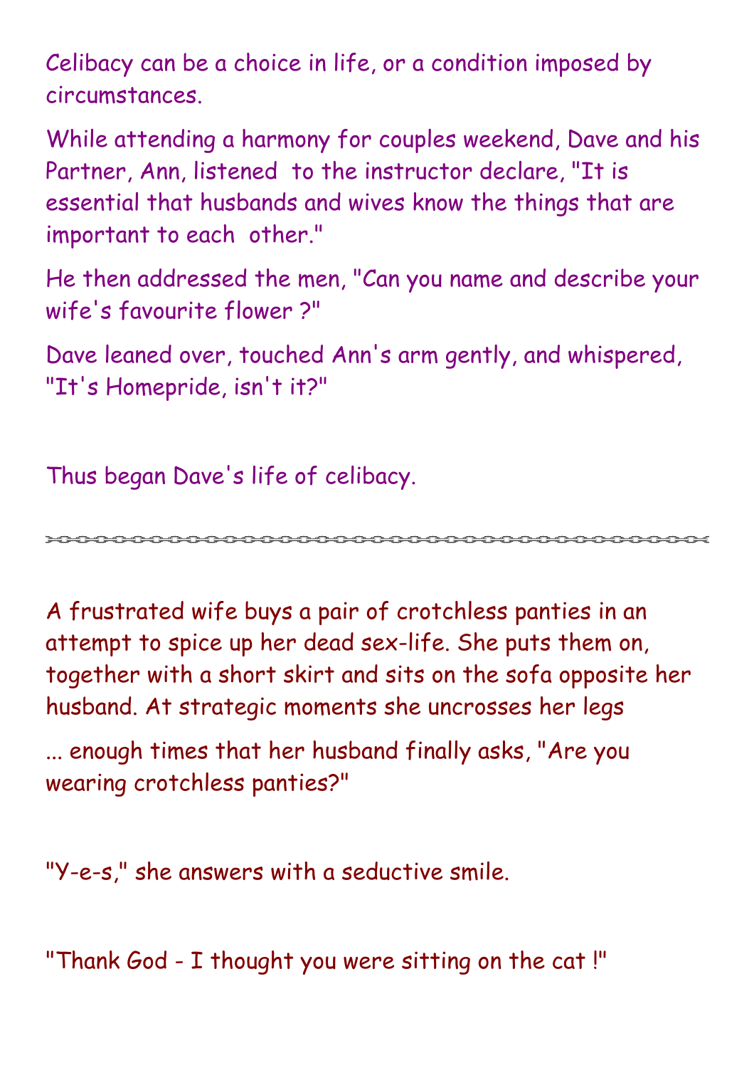Celibacy can be a choice in life, or a condition imposed by circumstances.

While attending a harmony for couples weekend, Dave and his Partner, Ann, listened to the instructor declare, "It is essential that husbands and wives know the things that are important to each other."

He then addressed the men, "Can you name and describe your wife's favourite flower ?"

Dave leaned over, touched Ann's arm gently, and whispered, "It's Homepride, isn't it?"

Thus began Dave's life of celibacy.

---

A frustrated wife buys a pair of crotchless panties in an attempt to spice up her dead sex-life. She puts them on, together with a short skirt and sits on the sofa opposite her husband. At strategic moments she uncrosses her legs

... enough times that her husband finally asks, "Are you wearing crotchless panties?"

"Y-e-s," she answers with a seductive smile.

"Thank God - I thought you were sitting on the cat !"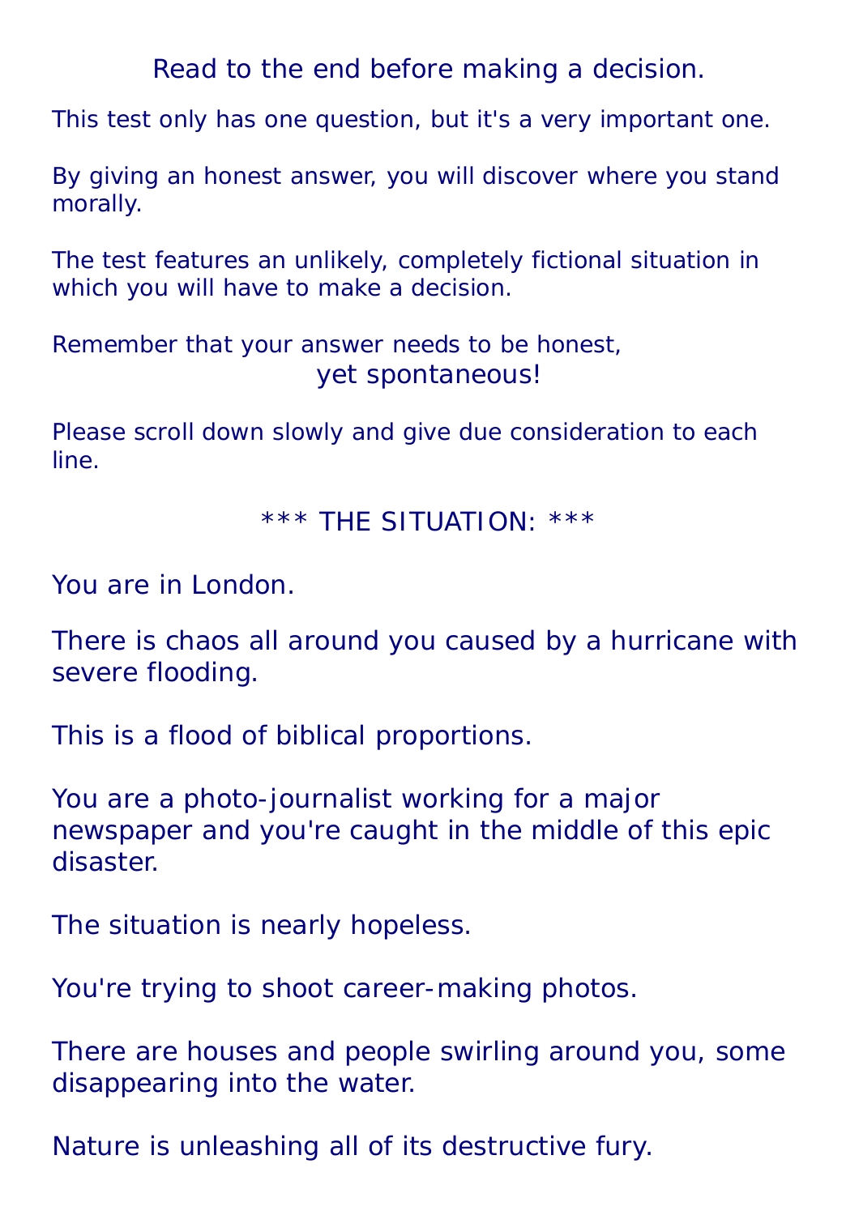Read to the end before making a decision.

This test only has one question, but it's a very important one.

By giving an honest answer, you will discover where you stand morally.

The test features an unlikely, completely fictional situation in which you will have to make a decision.

Remember that your answer needs to be honest,
yet spontaneous!

Please scroll down slowly and give due consideration to each line.

*** THE SITUATION: ***

You are in London.

There is chaos all around you caused by a hurricane with severe flooding.

This is a flood of biblical proportions.

You are a photo-journalist working for a major newspaper and you're caught in the middle of this epic disaster.

The situation is nearly hopeless.

You're trying to shoot career-making photos.

There are houses and people swirling around you, some disappearing into the water.

Nature is unleashing all of its destructive fury.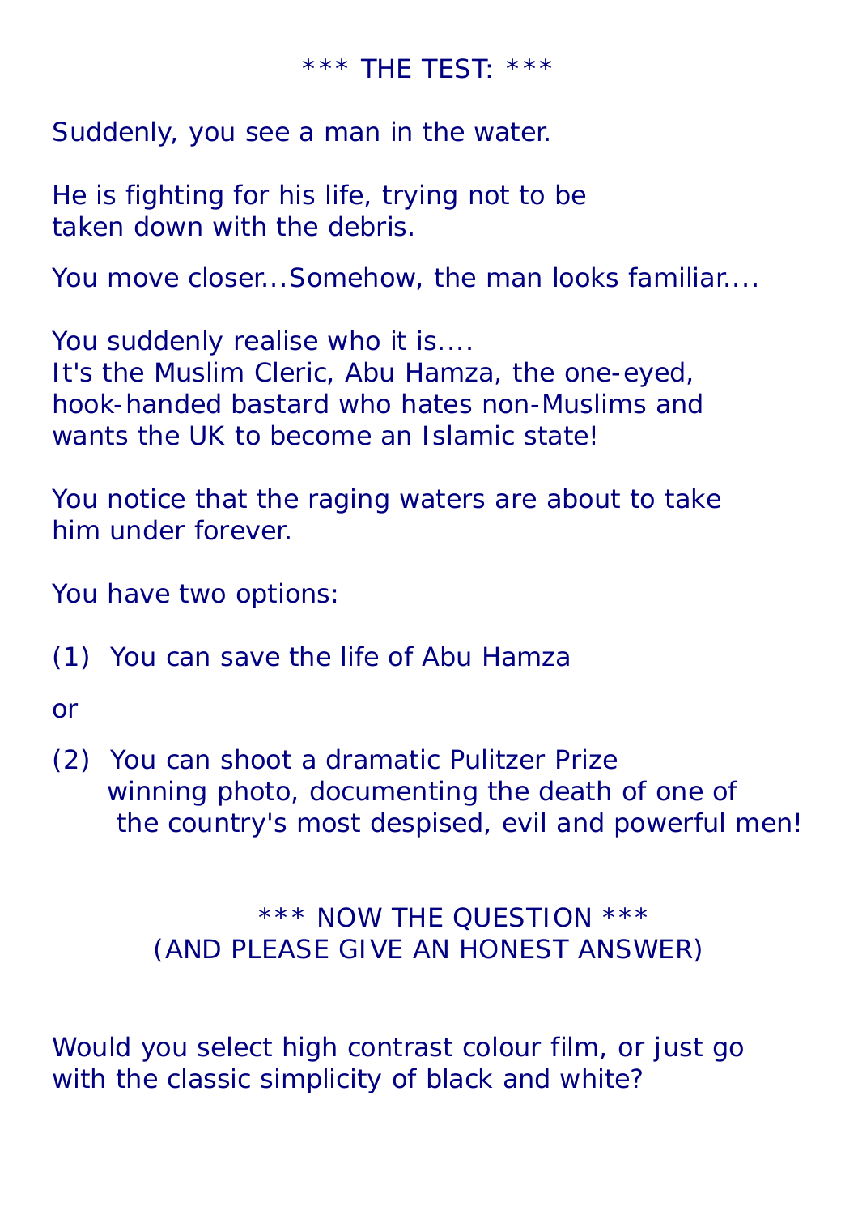*** THE TEST: ***

Suddenly, you see a man in the water.

He is fighting for his life, trying not to be taken down with the debris.

You move closer...Somehow, the man looks familiar....

You suddenly realise who it is....
It's the Muslim Cleric, Abu Hamza, the one-eyed, hook-handed bastard who hates non-Muslims and wants the UK to become an Islamic state!

You notice that the raging waters are about to take him under forever.

You have two options:

(1) You can save the life of Abu Hamza

or

(2) You can shoot a dramatic Pulitzer Prize winning photo, documenting the death of one of the country's most despised, evil and powerful men!

*** NOW THE QUESTION ***
(AND PLEASE GIVE AN HONEST ANSWER)

Would you select high contrast colour film, or just go with the classic simplicity of black and white?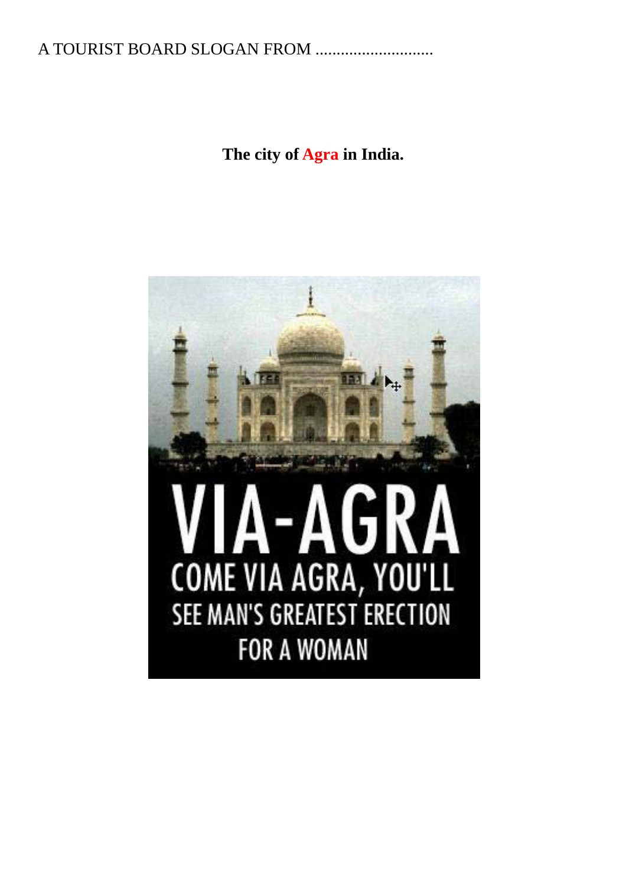A TOURIST BOARD SLOGAN FROM ............................

**The city of Agra in India.**

VIA-AGRA

COME VIA AGRA, YOU'LL SEE MAN'S GREATEST ERECTION FOR A WOMAN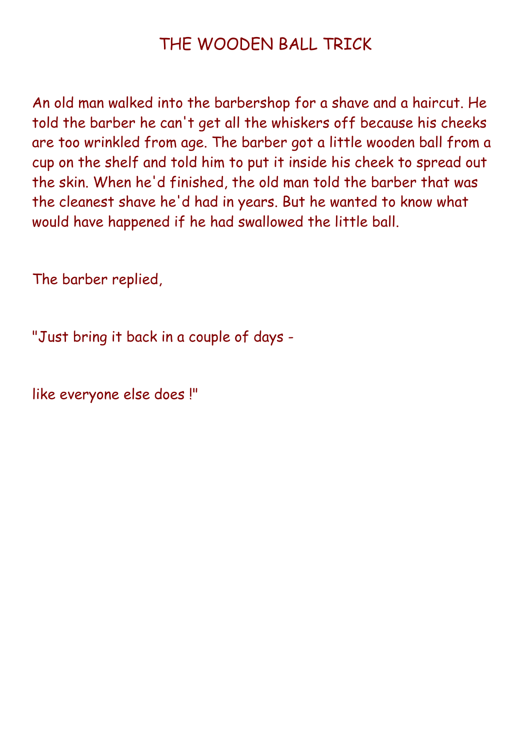# THE WOODEN BALL TRICK

An old man walked into the barbershop for a shave and a haircut. He told the barber he can't get all the whiskers off because his cheeks are too wrinkled from age. The barber got a little wooden ball from a cup on the shelf and told him to put it inside his cheek to spread out the skin. When he'd finished, the old man told the barber that was the cleanest shave he'd had in years. But he wanted to know what would have happened if he had swallowed the little ball.

The barber replied,

"Just bring it back in a couple of days -

like everyone else does !"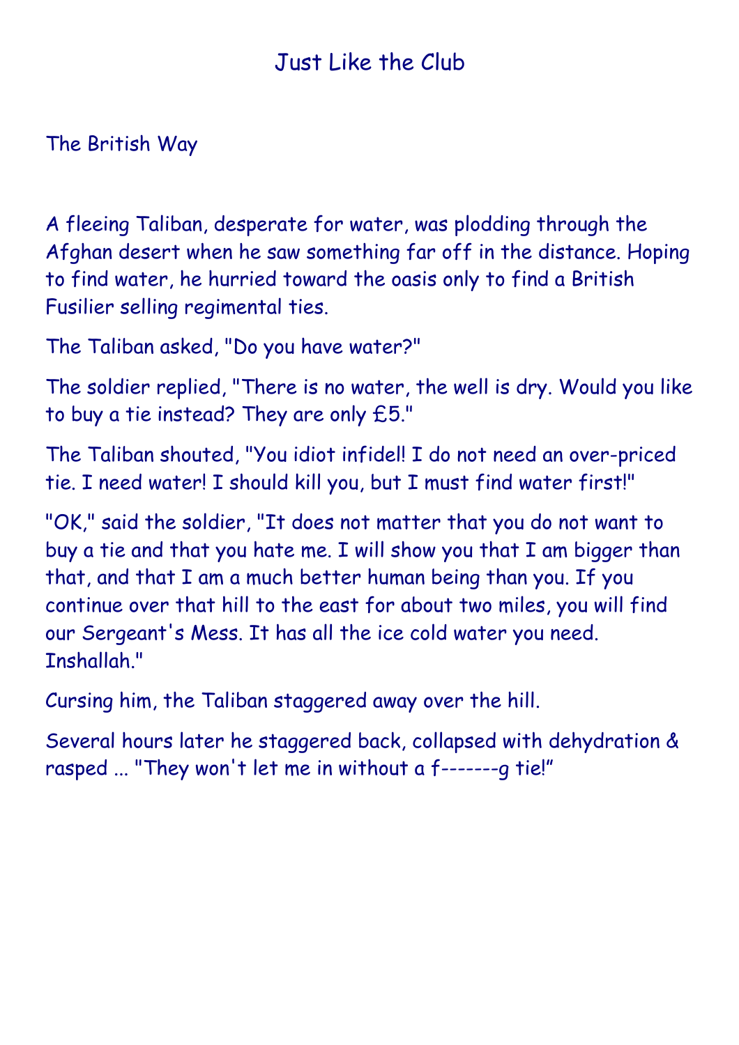# Just Like the Club

## The British Way

A fleeing Taliban, desperate for water, was plodding through the Afghan desert when he saw something far off in the distance. Hoping to find water, he hurried toward the oasis only to find a British Fusilier selling regimental ties.

The Taliban asked, "Do you have water?"

The soldier replied, "There is no water, the well is dry. Would you like to buy a tie instead? They are only £5."

The Taliban shouted, "You idiot infidel! I do not need an over-priced tie. I need water! I should kill you, but I must find water first!"

"OK," said the soldier, "It does not matter that you do not want to buy a tie and that you hate me. I will show you that I am bigger than that, and that I am a much better human being than you. If you continue over that hill to the east for about two miles, you will find our Sergeant's Mess. It has all the ice cold water you need. Inshallah."

Cursing him, the Taliban staggered away over the hill.

Several hours later he staggered back, collapsed with dehydration & rasped ... "They won't let me in without a f-------g tie!"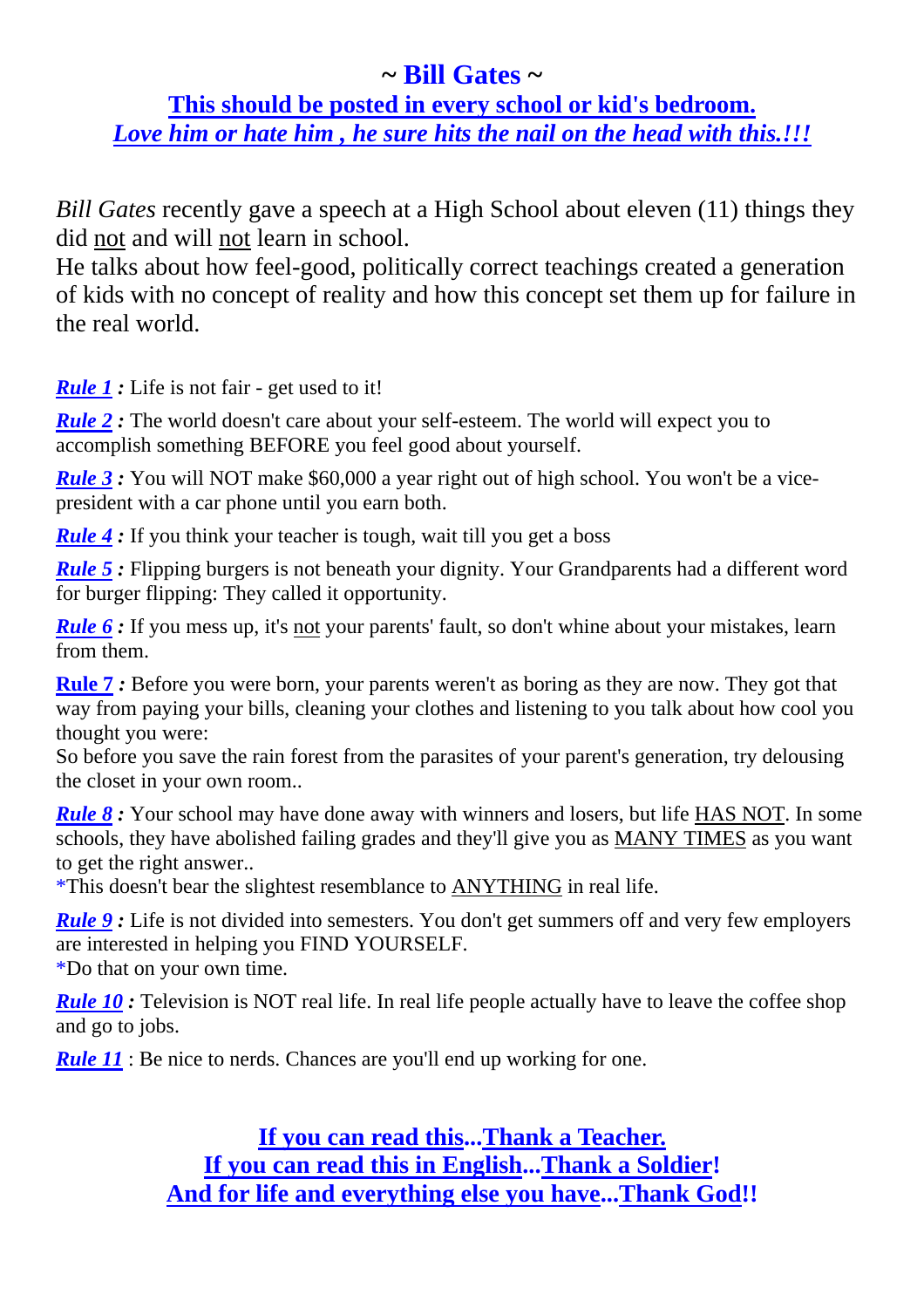# ~ Bill Gates ~

## This should be posted in every school or kid's bedroom.

***Love him or hate him , he sure hits the nail on the head with this.!!!***

*Bill Gates* recently gave a speech at a High School about eleven (11) things they did not and will not learn in school.
He talks about how feel-good, politically correct teachings created a generation of kids with no concept of reality and how this concept set them up for failure in the real world.

***Rule 1 :*** Life is not fair - get used to it!

***Rule 2 :*** The world doesn't care about your self-esteem. The world will expect you to accomplish something BEFORE you feel good about yourself.

***Rule 3 :*** You will NOT make $60,000 a year right out of high school. You won't be a vice-president with a car phone until you earn both.

***Rule 4 :*** If you think your teacher is tough, wait till you get a boss

***Rule 5 :*** Flipping burgers is not beneath your dignity. Your Grandparents had a different word for burger flipping: They called it opportunity.

***Rule 6 :*** If you mess up, it's not your parents' fault, so don't whine about your mistakes, learn from them.

**Rule 7 *:*** Before you were born, your parents weren't as boring as they are now. They got that way from paying your bills, cleaning your clothes and listening to you talk about how cool you thought you were:
So before you save the rain forest from the parasites of your parent's generation, try delousing the closet in your own room..

***Rule 8 :*** Your school may have done away with winners and losers, but life HAS NOT. In some schools, they have abolished failing grades and they'll give you as MANY TIMES as you want to get the right answer..
*This doesn't bear the slightest resemblance to ANYTHING in real life.

***Rule 9 :*** Life is not divided into semesters. You don't get summers off and very few employers are interested in helping you FIND YOURSELF.
*Do that on your own time.

***Rule 10 :*** Television is NOT real life. In real life people actually have to leave the coffee shop and go to jobs.

***Rule 11*** : Be nice to nerds. Chances are you'll end up working for one.

**If you can read this...Thank a Teacher.**
**If you can read this in English...Thank a Soldier!**
**And for life and everything else you have...Thank God!!**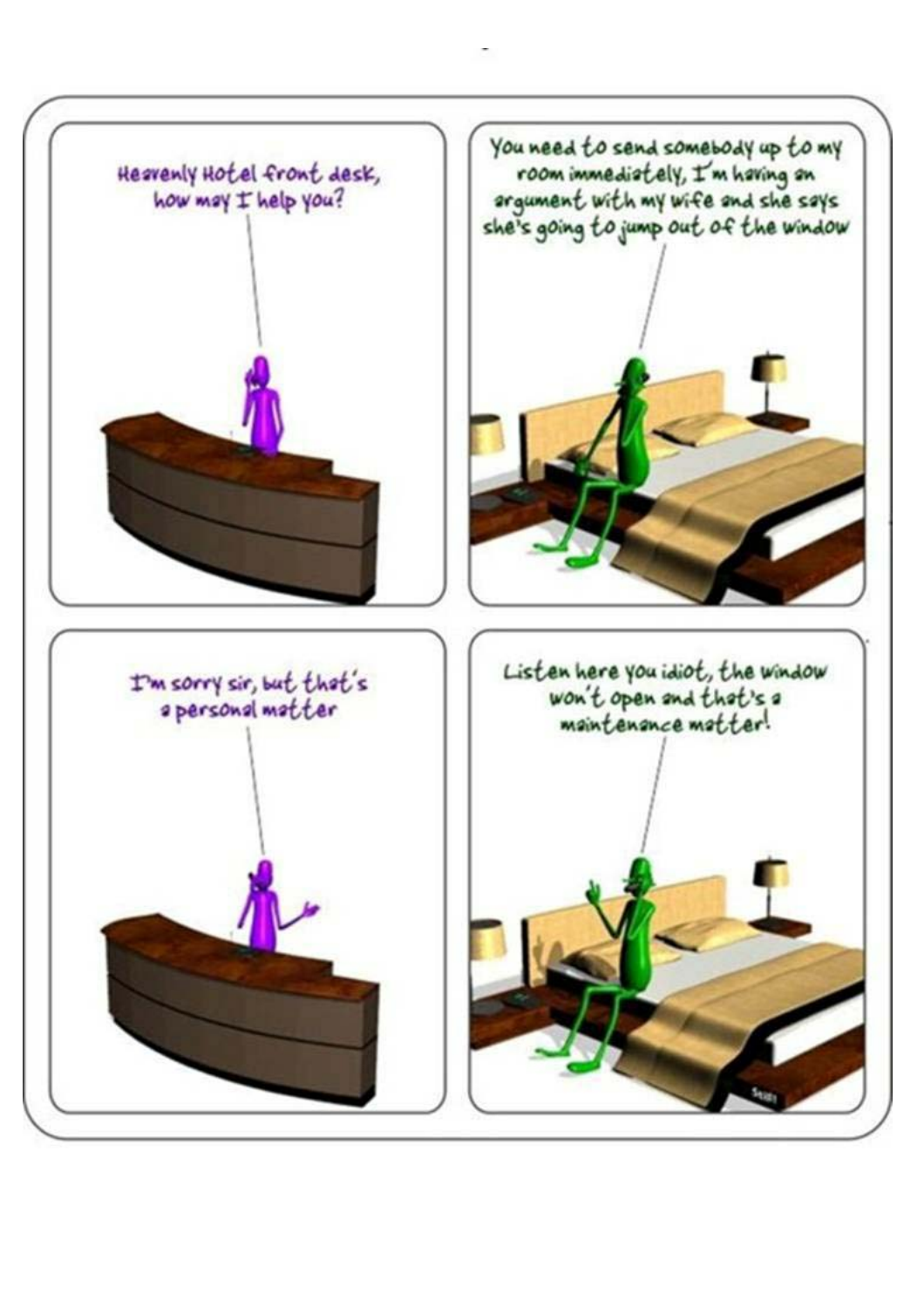Heavenly Hotel front desk, how may I help you?

You need to send somebody up to my room immediately, I'm having an argument with my wife and she says she's going to jump out of the window

I'm sorry sir, but that's a personal matter

Listen here you idiot, the window won't open and that's a maintenance matter!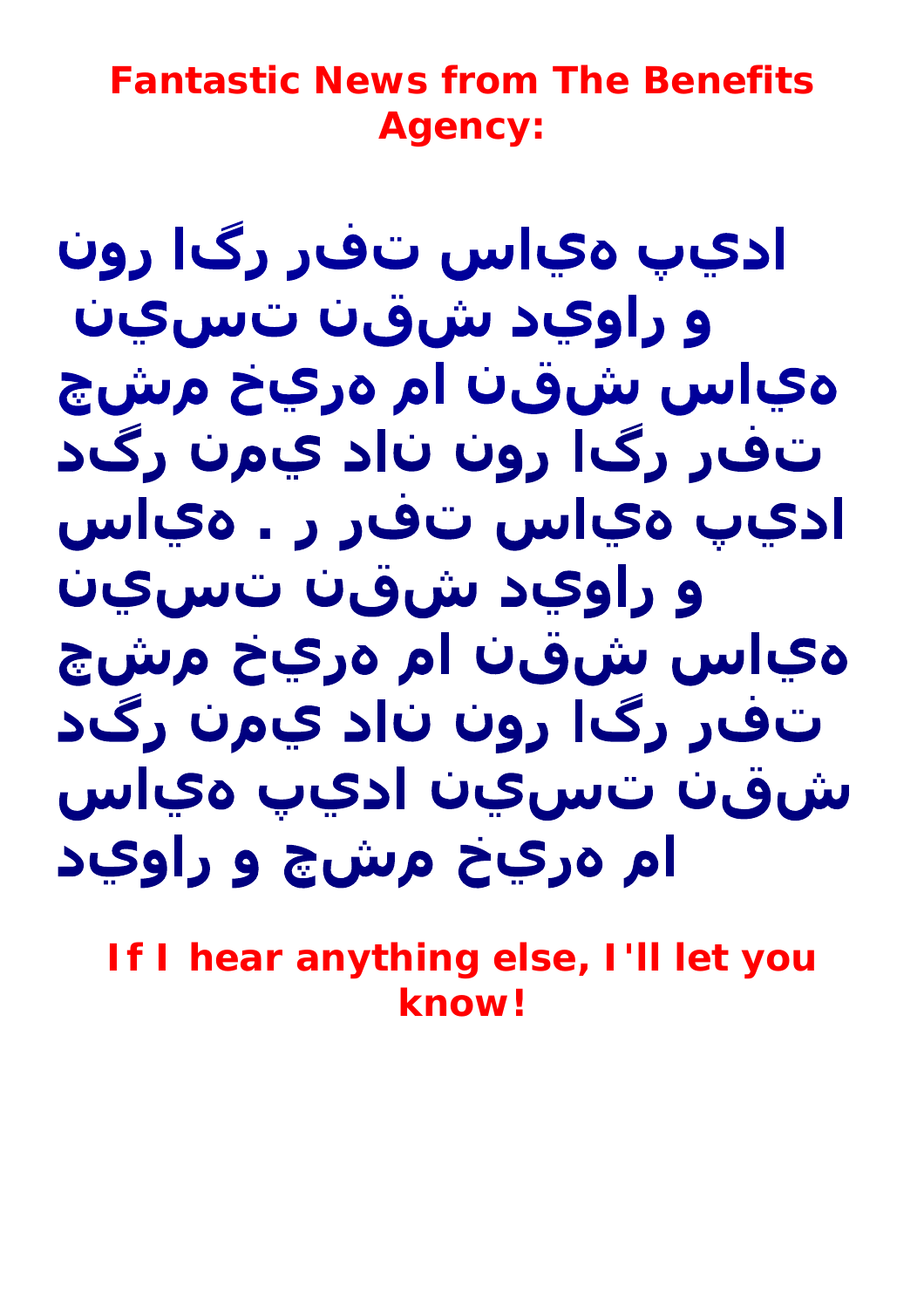**Fantastic News from The Benefits Agency:**

**نور اگر رفت سايه پيدا نيست نقش ديوار و چشم خيره ما نقش سايه دگر نمي دان نور اگر رفت سايه . ر رفت سايه پيدا نيست نقش ديوار و چشم خيره ما نقش سايه دگر نمي دان نور اگر رفت سايه پيدا نيست نقش ديوار و چشم خيره ما**

**If I hear anything else, I'll let you know!**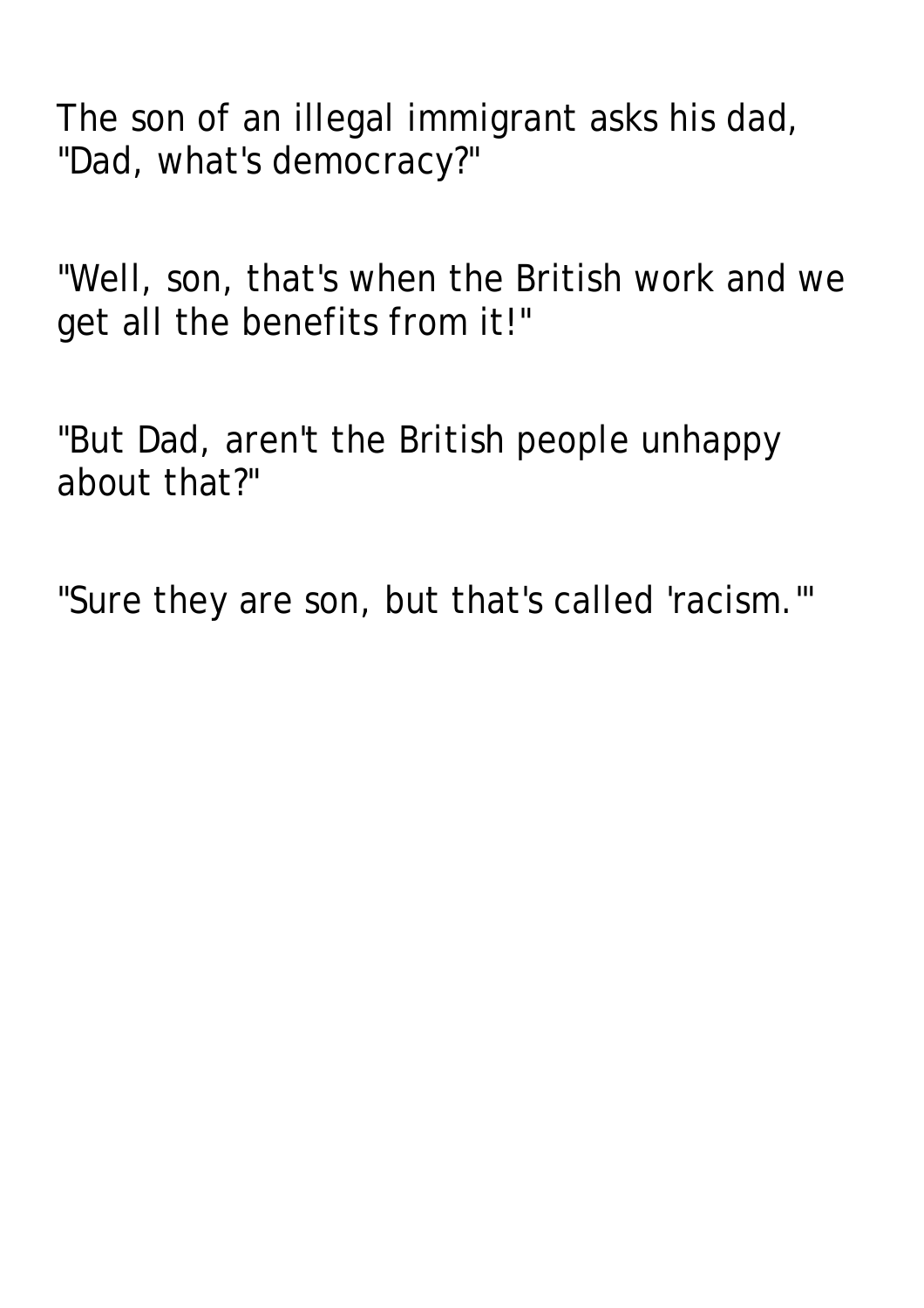The son of an illegal immigrant asks his dad, "Dad, what's democracy?"

"Well, son, that's when the British work and we get all the benefits from it!"

"But Dad, aren't the British people unhappy about that?"

"Sure they are son, but that's called 'racism.'"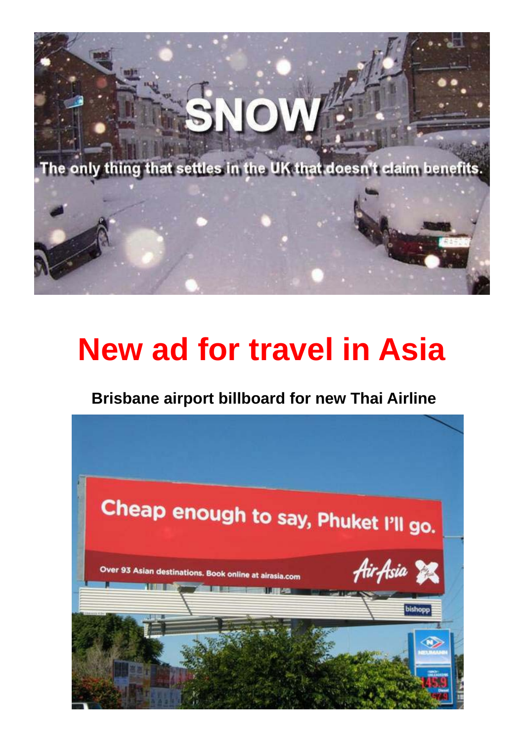SNOW

The only thing that settles in the UK that doesn't claim benefits.

# New ad for travel in Asia

**Brisbane airport billboard for new Thai Airline**

Cheap enough to say, Phuket I'll go.

Over 93 Asian destinations. Book online at airasia.com

AirAsia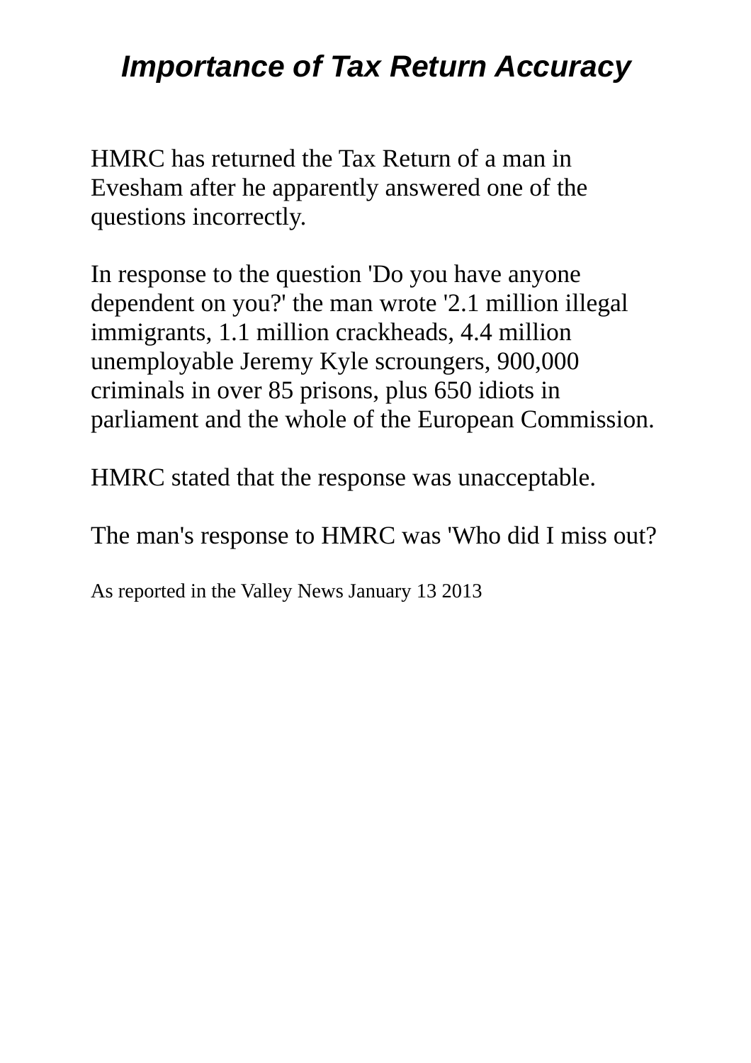# *Importance of Tax Return Accuracy*

HMRC has returned the Tax Return of a man in Evesham after he apparently answered one of the questions incorrectly.

In response to the question 'Do you have anyone dependent on you?' the man wrote '2.1 million illegal immigrants, 1.1 million crackheads, 4.4 million unemployable Jeremy Kyle scroungers, 900,000 criminals in over 85 prisons, plus 650 idiots in parliament and the whole of the European Commission.

HMRC stated that the response was unacceptable.

The man's response to HMRC was 'Who did I miss out?

As reported in the Valley News January 13 2013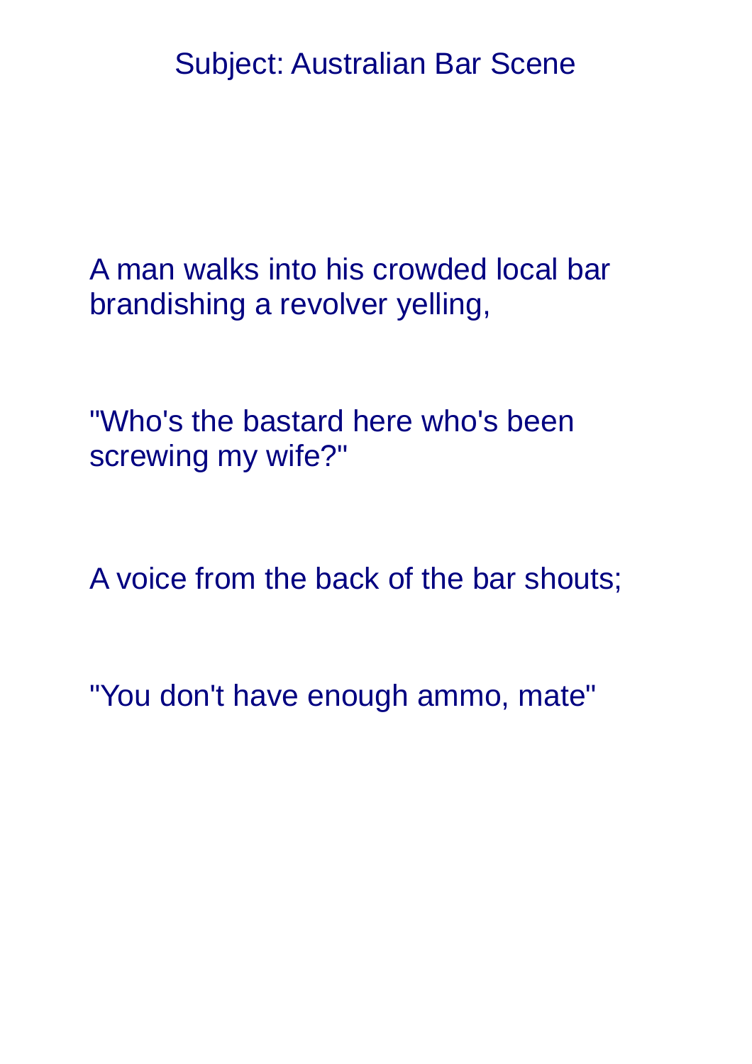Subject: Australian Bar Scene

A man walks into his crowded local bar brandishing a revolver yelling,

"Who's the bastard here who's been screwing my wife?"

A voice from the back of the bar shouts;

"You don't have enough ammo, mate"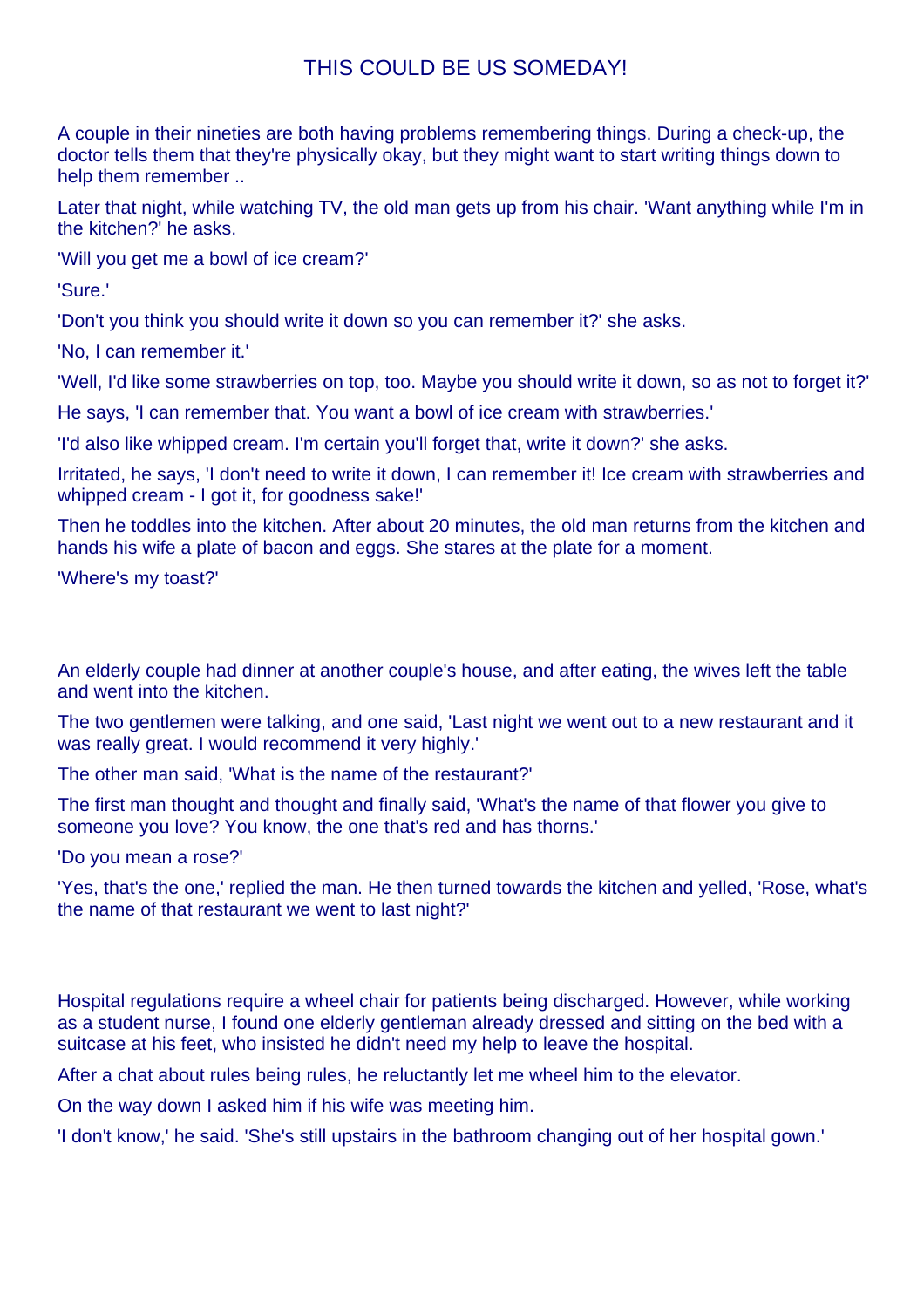# THIS COULD BE US SOMEDAY!

A couple in their nineties are both having problems remembering things. During a check-up, the doctor tells them that they're physically okay, but they might want to start writing things down to help them remember ..

Later that night, while watching TV, the old man gets up from his chair. 'Want anything while I'm in the kitchen?' he asks.

'Will you get me a bowl of ice cream?'

'Sure.'

'Don't you think you should write it down so you can remember it?' she asks.

'No, I can remember it.'

'Well, I'd like some strawberries on top, too. Maybe you should write it down, so as not to forget it?'

He says, 'I can remember that. You want a bowl of ice cream with strawberries.'

'I'd also like whipped cream. I'm certain you'll forget that, write it down?' she asks.

Irritated, he says, 'I don't need to write it down, I can remember it! Ice cream with strawberries and whipped cream - I got it, for goodness sake!'

Then he toddles into the kitchen. After about 20 minutes, the old man returns from the kitchen and hands his wife a plate of bacon and eggs. She stares at the plate for a moment.

'Where's my toast?'

An elderly couple had dinner at another couple's house, and after eating, the wives left the table and went into the kitchen.

The two gentlemen were talking, and one said, 'Last night we went out to a new restaurant and it was really great. I would recommend it very highly.'

The other man said, 'What is the name of the restaurant?'

The first man thought and thought and finally said, 'What's the name of that flower you give to someone you love? You know, the one that's red and has thorns.'

'Do you mean a rose?'

'Yes, that's the one,' replied the man. He then turned towards the kitchen and yelled, 'Rose, what's the name of that restaurant we went to last night?'

Hospital regulations require a wheel chair for patients being discharged. However, while working as a student nurse, I found one elderly gentleman already dressed and sitting on the bed with a suitcase at his feet, who insisted he didn't need my help to leave the hospital.

After a chat about rules being rules, he reluctantly let me wheel him to the elevator.

On the way down I asked him if his wife was meeting him.

'I don't know,' he said. 'She's still upstairs in the bathroom changing out of her hospital gown.'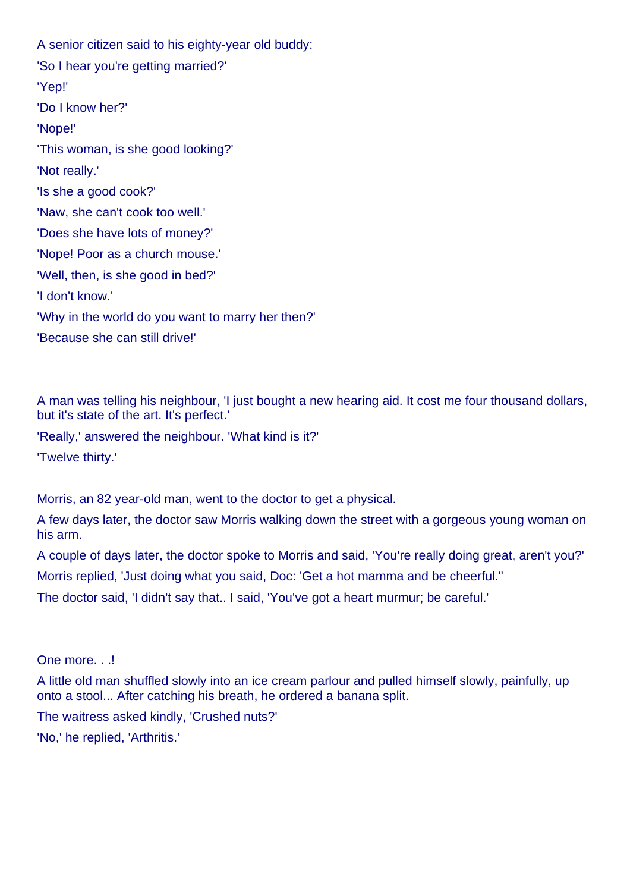A senior citizen said to his eighty-year old buddy:

'So I hear you're getting married?'

'Yep!'

'Do I know her?'

'Nope!'

'This woman, is she good looking?'

'Not really.'

'Is she a good cook?'

'Naw, she can't cook too well.'

'Does she have lots of money?'

'Nope! Poor as a church mouse.'

'Well, then, is she good in bed?'

'I don't know.'

'Why in the world do you want to marry her then?'

'Because she can still drive!'

A man was telling his neighbour, 'I just bought a new hearing aid. It cost me four thousand dollars, but it's state of the art. It's perfect.'

'Really,' answered the neighbour. 'What kind is it?'

'Twelve thirty.'

Morris, an 82 year-old man, went to the doctor to get a physical.

A few days later, the doctor saw Morris walking down the street with a gorgeous young woman on his arm.

A couple of days later, the doctor spoke to Morris and said, 'You're really doing great, aren't you?'

Morris replied, 'Just doing what you said, Doc: 'Get a hot mamma and be cheerful.''

The doctor said, 'I didn't say that.. I said, 'You've got a heart murmur; be careful.'

One more. . .!

A little old man shuffled slowly into an ice cream parlour and pulled himself slowly, painfully, up onto a stool... After catching his breath, he ordered a banana split.

The waitress asked kindly, 'Crushed nuts?'

'No,' he replied, 'Arthritis.'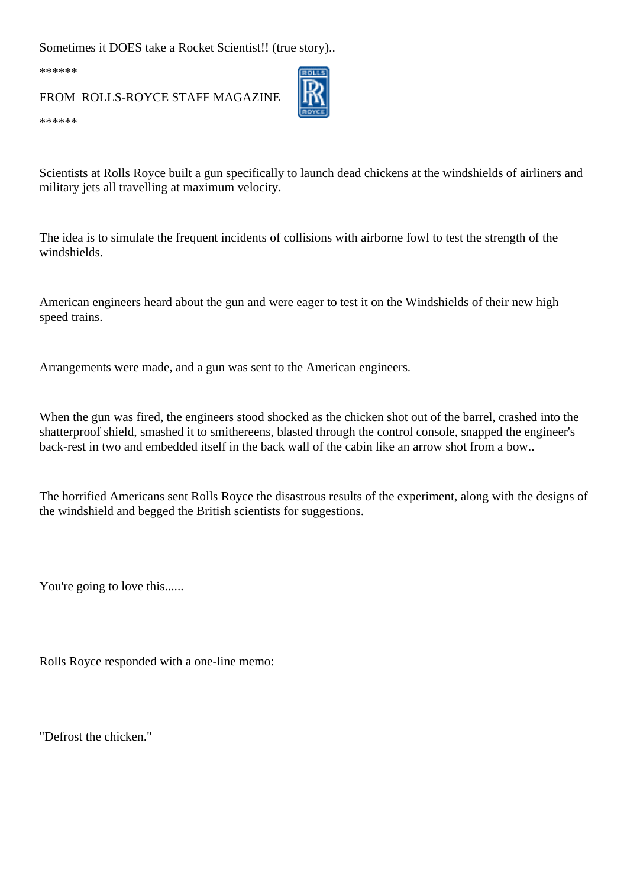Sometimes it DOES take a Rocket Scientist!! (true story)..

******

FROM ROLLS-ROYCE STAFF MAGAZINE

******

Scientists at Rolls Royce built a gun specifically to launch dead chickens at the windshields of airliners and military jets all travelling at maximum velocity.

The idea is to simulate the frequent incidents of collisions with airborne fowl to test the strength of the windshields.

American engineers heard about the gun and were eager to test it on the Windshields of their new high speed trains.

Arrangements were made, and a gun was sent to the American engineers.

When the gun was fired, the engineers stood shocked as the chicken shot out of the barrel, crashed into the shatterproof shield, smashed it to smithereens, blasted through the control console, snapped the engineer's back-rest in two and embedded itself in the back wall of the cabin like an arrow shot from a bow..

The horrified Americans sent Rolls Royce the disastrous results of the experiment, along with the designs of the windshield and begged the British scientists for suggestions.

You're going to love this......

Rolls Royce responded with a one-line memo:

"Defrost the chicken."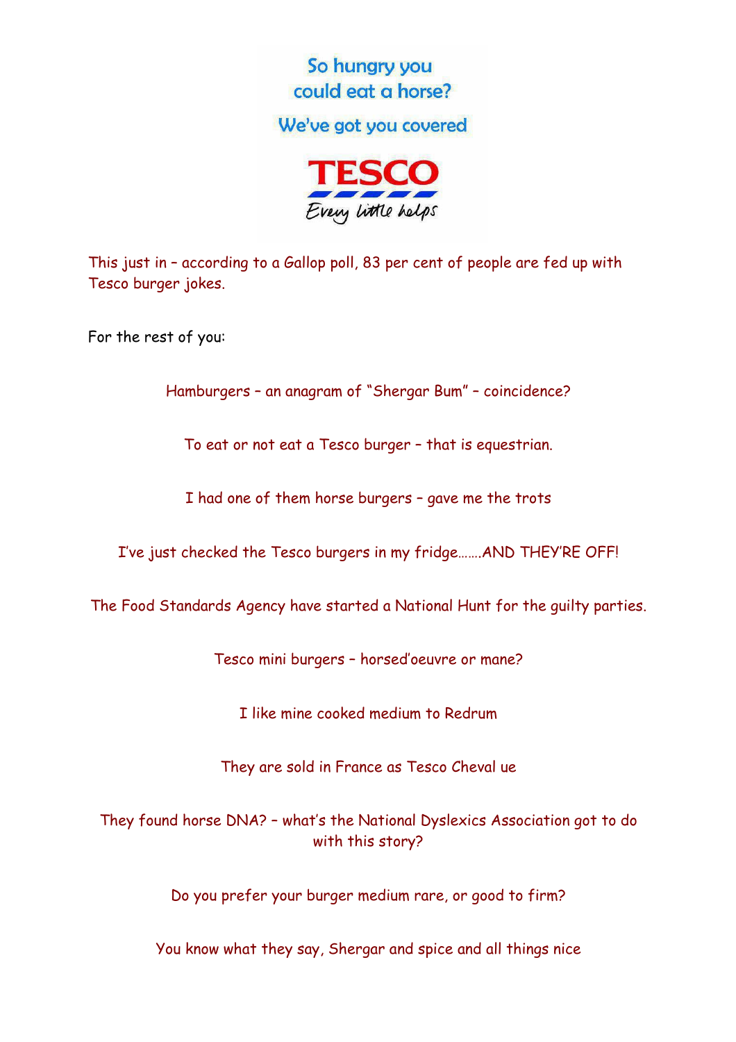So hungry you could eat a horse?

We've got you covered

TESCO

Every little helps

This just in – according to a Gallop poll, 83 per cent of people are fed up with Tesco burger jokes.

For the rest of you:

Hamburgers – an anagram of "Shergar Bum" – coincidence?

To eat or not eat a Tesco burger – that is equestrian.

I had one of them horse burgers – gave me the trots

I've just checked the Tesco burgers in my fridge.......AND THEY'RE OFF!

The Food Standards Agency have started a National Hunt for the guilty parties.

Tesco mini burgers – horsed'oeuvre or mane?

I like mine cooked medium to Redrum

They are sold in France as Tesco Cheval ue

They found horse DNA? – what's the National Dyslexics Association got to do with this story?

Do you prefer your burger medium rare, or good to firm?

You know what they say, Shergar and spice and all things nice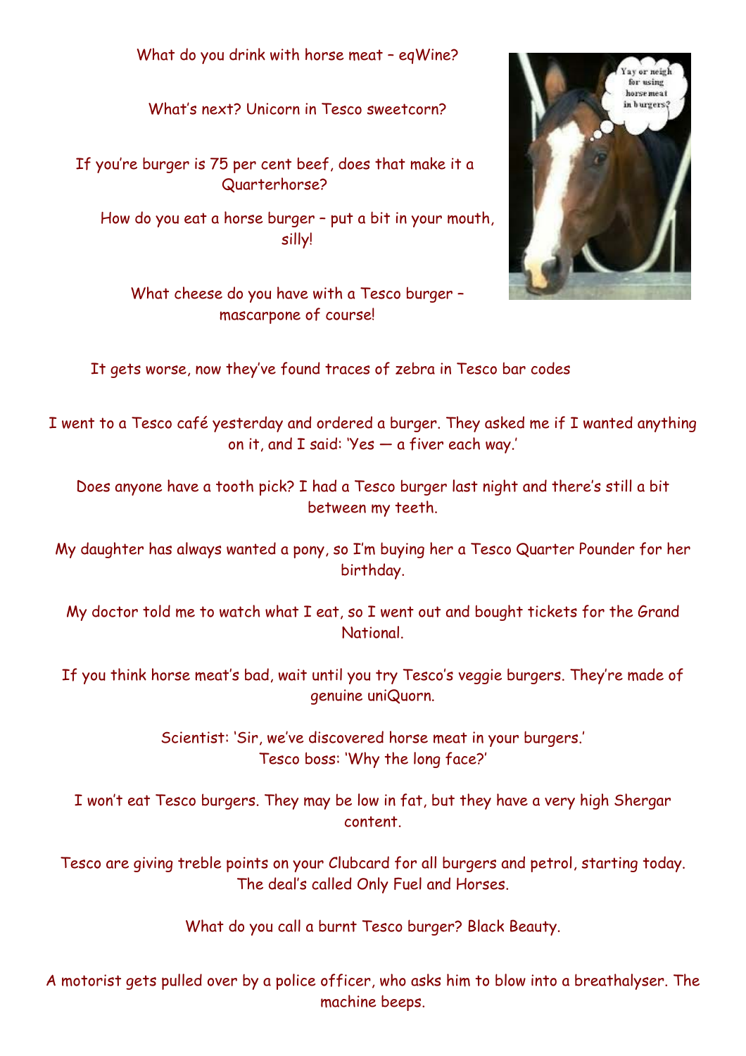What do you drink with horse meat – eqWine?

What's next? Unicorn in Tesco sweetcorn?

If you're burger is 75 per cent beef, does that make it a Quarterhorse?

How do you eat a horse burger – put a bit in your mouth, silly!

What cheese do you have with a Tesco burger – mascarpone of course!

It gets worse, now they've found traces of zebra in Tesco bar codes

I went to a Tesco café yesterday and ordered a burger. They asked me if I wanted anything on it, and I said: 'Yes — a fiver each way.'

Does anyone have a tooth pick? I had a Tesco burger last night and there's still a bit between my teeth.

My daughter has always wanted a pony, so I'm buying her a Tesco Quarter Pounder for her birthday.

My doctor told me to watch what I eat, so I went out and bought tickets for the Grand National.

If you think horse meat's bad, wait until you try Tesco's veggie burgers. They're made of genuine uniQuorn.

Scientist: 'Sir, we've discovered horse meat in your burgers.'
Tesco boss: 'Why the long face?'

I won't eat Tesco burgers. They may be low in fat, but they have a very high Shergar content.

Tesco are giving treble points on your Clubcard for all burgers and petrol, starting today. The deal's called Only Fuel and Horses.

What do you call a burnt Tesco burger? Black Beauty.

A motorist gets pulled over by a police officer, who asks him to blow into a breathalyser. The machine beeps.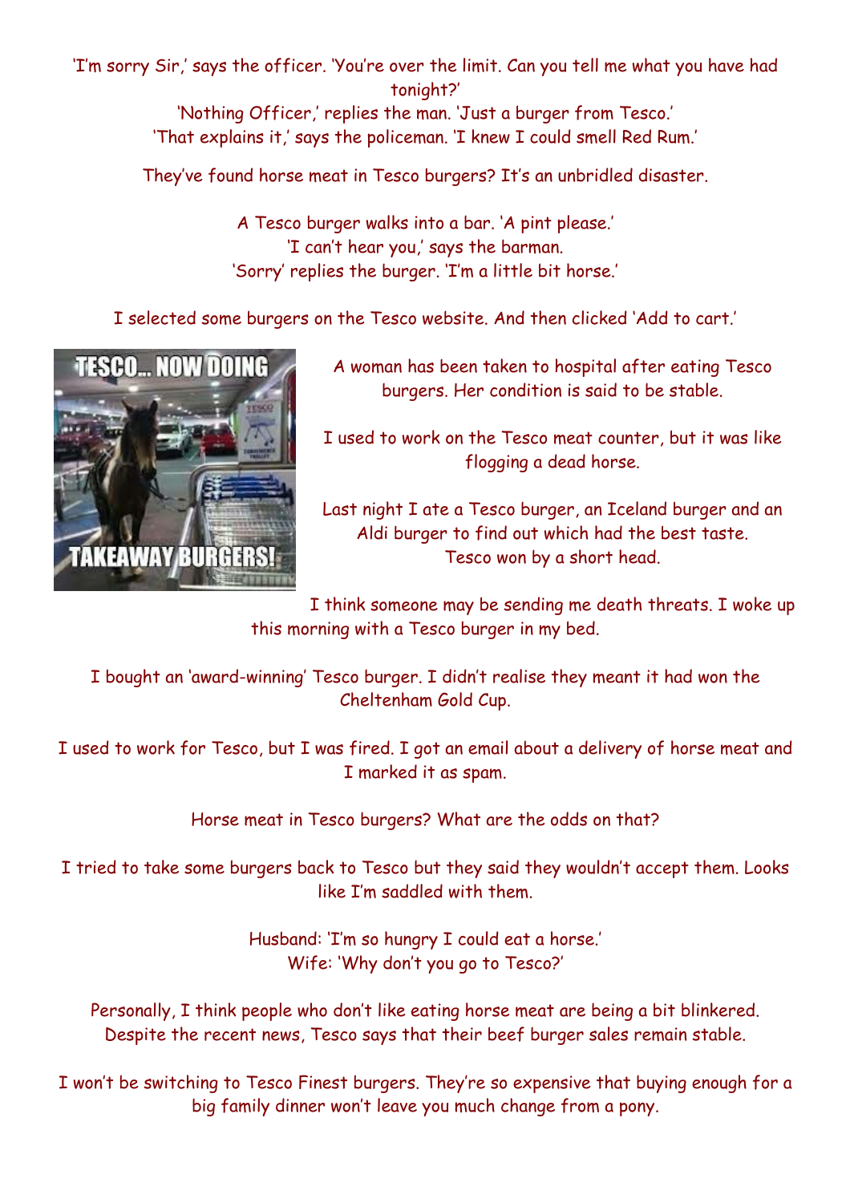'I'm sorry Sir,' says the officer. 'You're over the limit. Can you tell me what you have had tonight?'
'Nothing Officer,' replies the man. 'Just a burger from Tesco.'
'That explains it,' says the policeman. 'I knew I could smell Red Rum.'

They've found horse meat in Tesco burgers? It's an unbridled disaster.

A Tesco burger walks into a bar. 'A pint please.'
'I can't hear you,' says the barman.
'Sorry' replies the burger. 'I'm a little bit horse.'

I selected some burgers on the Tesco website. And then clicked 'Add to cart.'

TESCO... NOW DOING TAKEAWAY BURGERS!

A woman has been taken to hospital after eating Tesco burgers. Her condition is said to be stable.

I used to work on the Tesco meat counter, but it was like flogging a dead horse.

Last night I ate a Tesco burger, an Iceland burger and an Aldi burger to find out which had the best taste.
Tesco won by a short head.

I think someone may be sending me death threats. I woke up this morning with a Tesco burger in my bed.

I bought an 'award-winning' Tesco burger. I didn't realise they meant it had won the Cheltenham Gold Cup.

I used to work for Tesco, but I was fired. I got an email about a delivery of horse meat and I marked it as spam.

Horse meat in Tesco burgers? What are the odds on that?

I tried to take some burgers back to Tesco but they said they wouldn't accept them. Looks like I'm saddled with them.

Husband: 'I'm so hungry I could eat a horse.'
Wife: 'Why don't you go to Tesco?'

Personally, I think people who don't like eating horse meat are being a bit blinkered.
Despite the recent news, Tesco says that their beef burger sales remain stable.

I won't be switching to Tesco Finest burgers. They're so expensive that buying enough for a big family dinner won't leave you much change from a pony.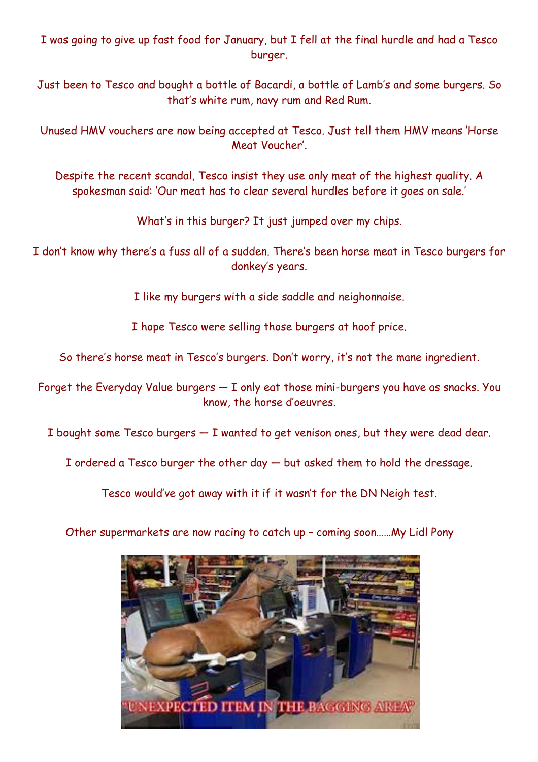I was going to give up fast food for January, but I fell at the final hurdle and had a Tesco burger.

Just been to Tesco and bought a bottle of Bacardi, a bottle of Lamb's and some burgers. So that's white rum, navy rum and Red Rum.

Unused HMV vouchers are now being accepted at Tesco. Just tell them HMV means 'Horse Meat Voucher'.

Despite the recent scandal, Tesco insist they use only meat of the highest quality. A spokesman said: 'Our meat has to clear several hurdles before it goes on sale.'

What's in this burger? It just jumped over my chips.

I don't know why there's a fuss all of a sudden. There's been horse meat in Tesco burgers for donkey's years.

I like my burgers with a side saddle and neighonnaise.

I hope Tesco were selling those burgers at hoof price.

So there's horse meat in Tesco's burgers. Don't worry, it's not the mane ingredient.

Forget the Everyday Value burgers — I only eat those mini-burgers you have as snacks. You know, the horse d'oeuvres.

I bought some Tesco burgers — I wanted to get venison ones, but they were dead dear.

I ordered a Tesco burger the other day — but asked them to hold the dressage.

Tesco would've got away with it if it wasn't for the DN Neigh test.

Other supermarkets are now racing to catch up – coming soon……My Lidl Pony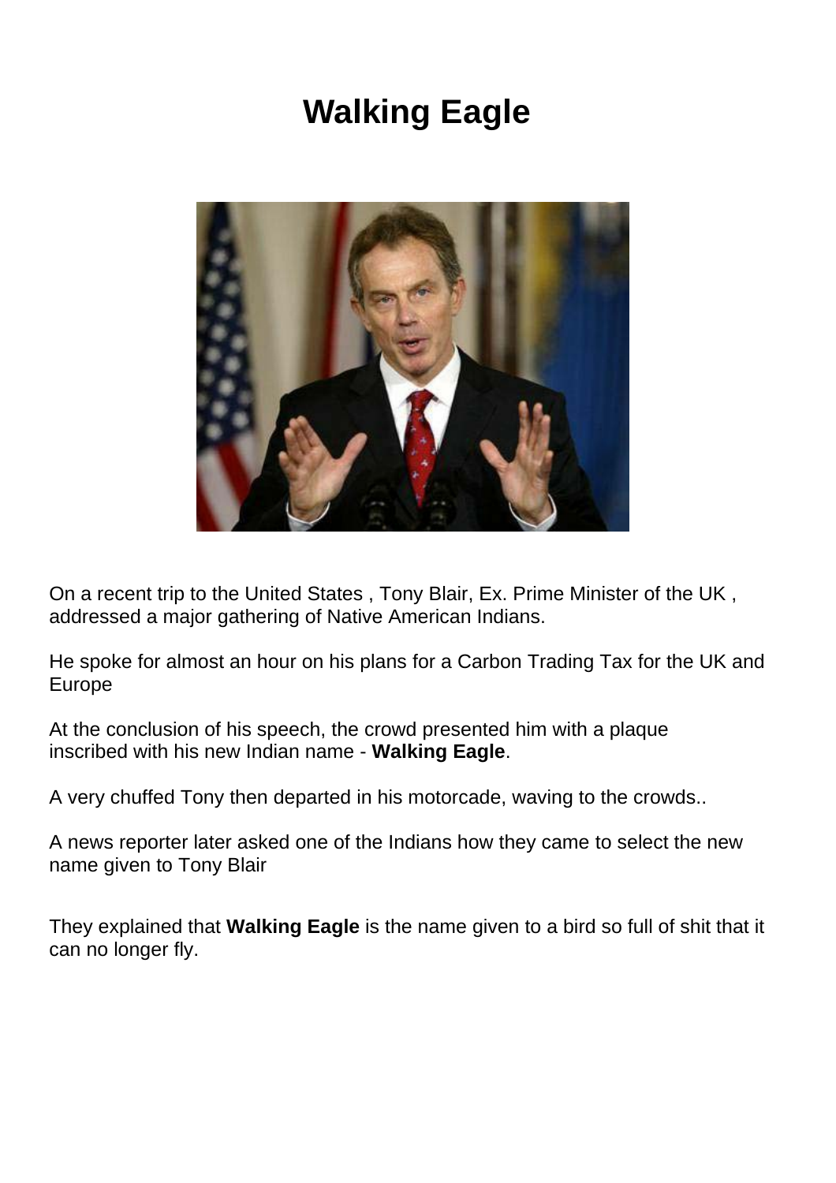# Walking Eagle

On a recent trip to the United States , Tony Blair, Ex. Prime Minister of the UK , addressed a major gathering of Native American Indians.

He spoke for almost an hour on his plans for a Carbon Trading Tax for the UK and Europe

At the conclusion of his speech, the crowd presented him with a plaque inscribed with his new Indian name - **Walking Eagle**.

A very chuffed Tony then departed in his motorcade, waving to the crowds..

A news reporter later asked one of the Indians how they came to select the new name given to Tony Blair

They explained that **Walking Eagle** is the name given to a bird so full of shit that it can no longer fly.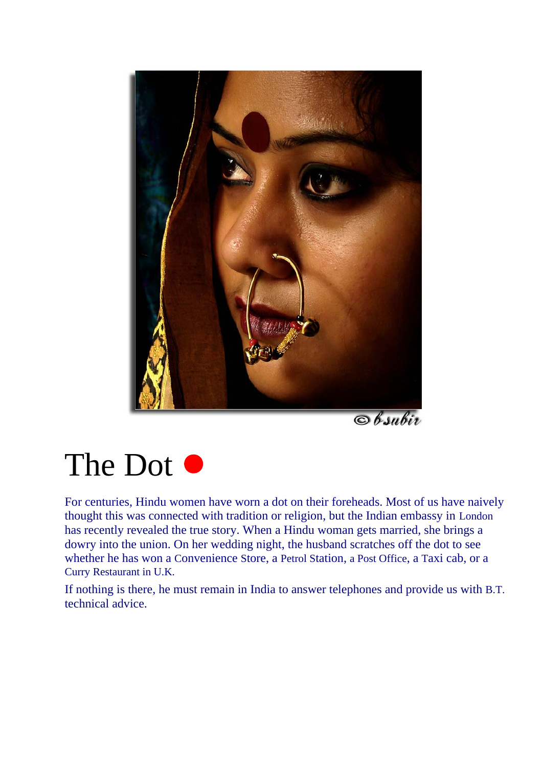# The Dot

For centuries, Hindu women have worn a dot on their foreheads. Most of us have naively thought this was connected with tradition or religion, but the Indian embassy in London has recently revealed the true story. When a Hindu woman gets married, she brings a dowry into the union. On her wedding night, the husband scratches off the dot to see whether he has won a Convenience Store, a Petrol Station, a Post Office, a Taxi cab, or a Curry Restaurant in U.K.

If nothing is there, he must remain in India to answer telephones and provide us with B.T. technical advice.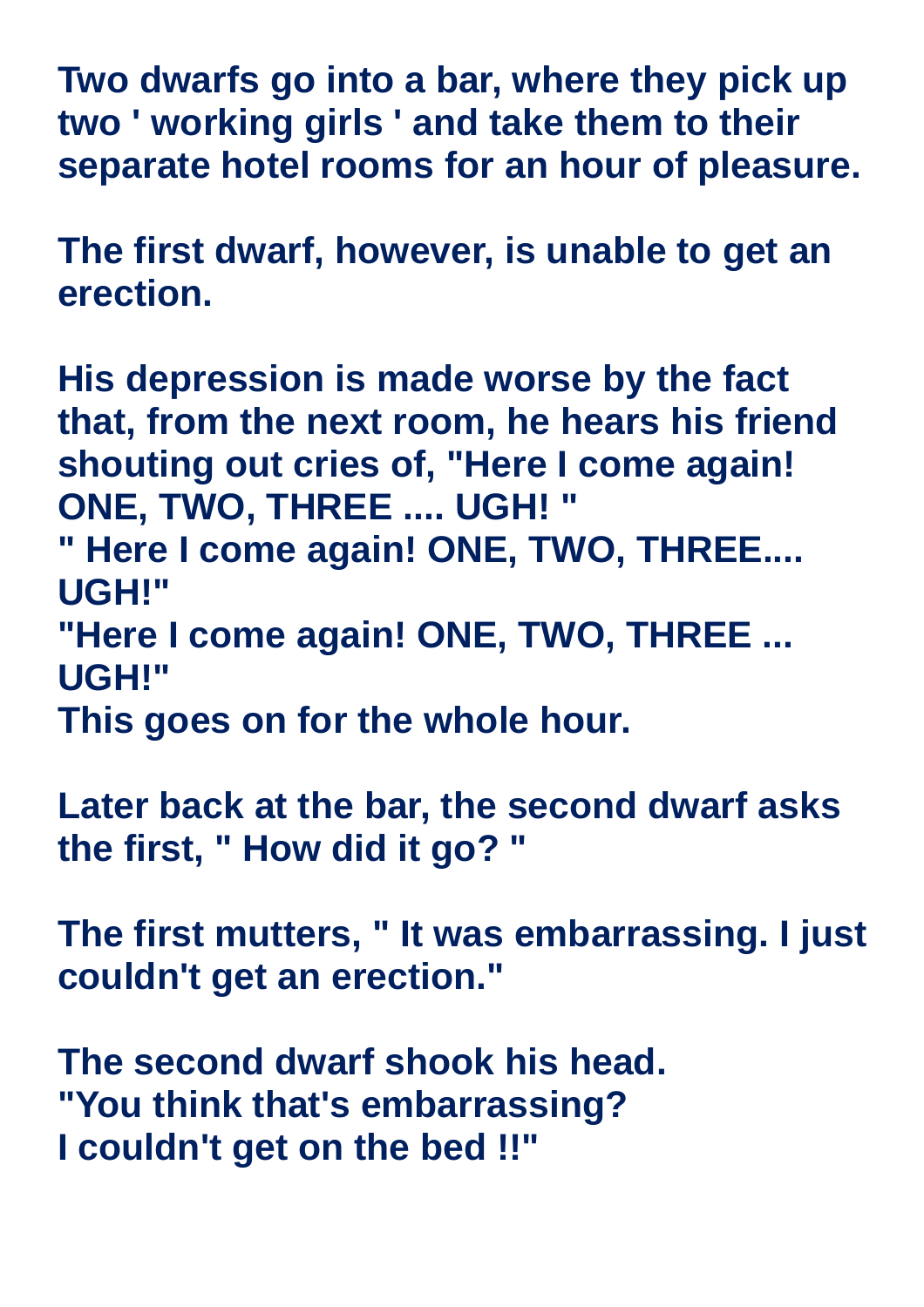**Two dwarfs go into a bar, where they pick up two ' working girls ' and take them to their separate hotel rooms for an hour of pleasure.**

**The first dwarf, however, is unable to get an erection.**

**His depression is made worse by the fact that, from the next room, he hears his friend shouting out cries of, "Here I come again! ONE, TWO, THREE .... UGH! "**
**" Here I come again! ONE, TWO, THREE.... UGH!"**
**"Here I come again! ONE, TWO, THREE ... UGH!"**
**This goes on for the whole hour.**

**Later back at the bar, the second dwarf asks the first, " How did it go? "**

**The first mutters, " It was embarrassing. I just couldn't get an erection."**

**The second dwarf shook his head.**
**"You think that's embarrassing?**
**I couldn't get on the bed !!"**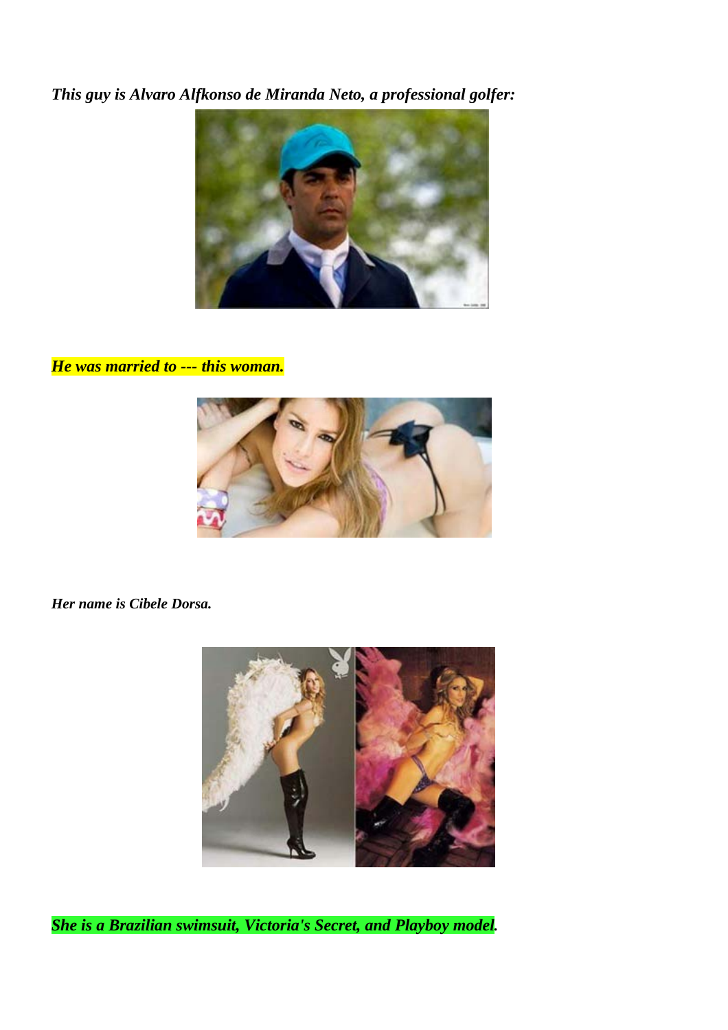***This guy is Alvaro Alfkonso de Miranda Neto, a professional golfer:***

***He was married to --- this woman.***

***Her name is Cibele Dorsa.***

***She is a Brazilian swimsuit, Victoria's Secret, and Playboy model.***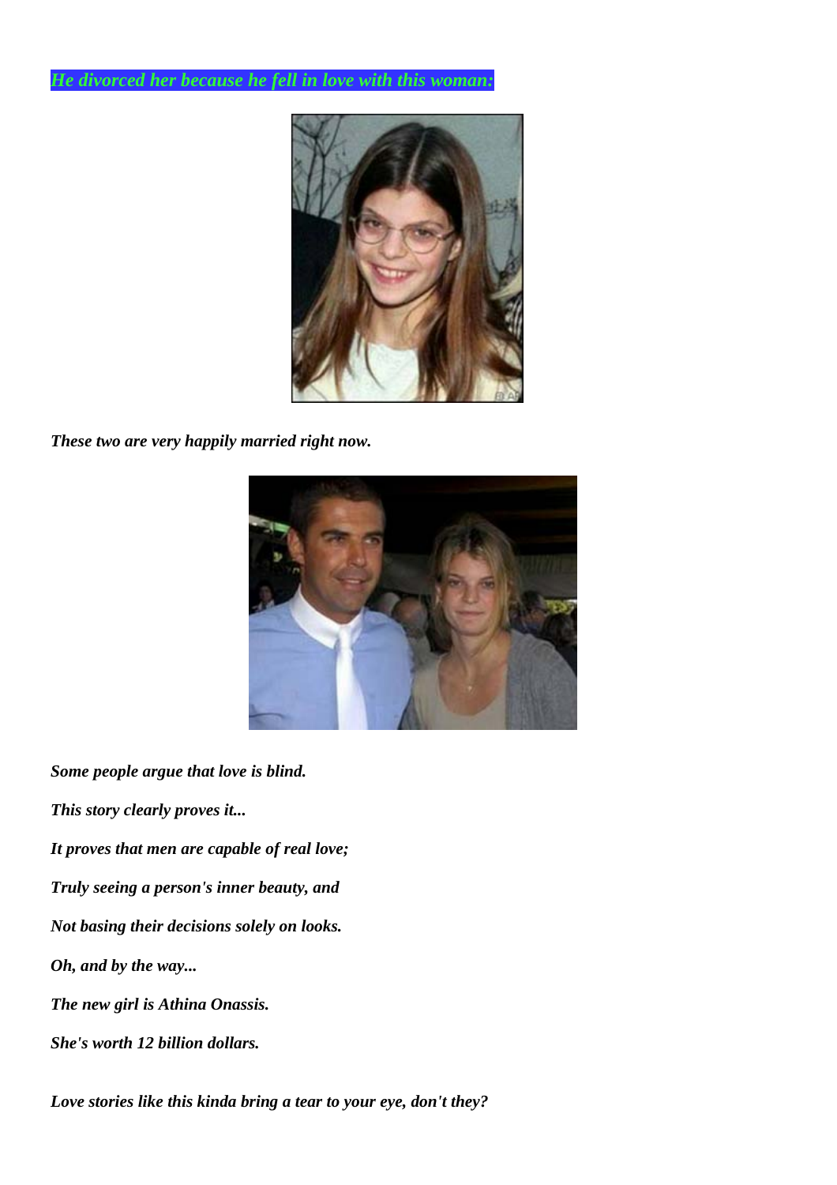*He divorced her because he fell in love with this woman:*

***These two are very happily married right now.***

***Some people argue that love is blind.***

***This story clearly proves it...***

***It proves that men are capable of real love;***

***Truly seeing a person's inner beauty, and***

***Not basing their decisions solely on looks.***

***Oh, and by the way...***

***The new girl is Athina Onassis.***

***She's worth 12 billion dollars.***

***Love stories like this kinda bring a tear to your eye, don't they?***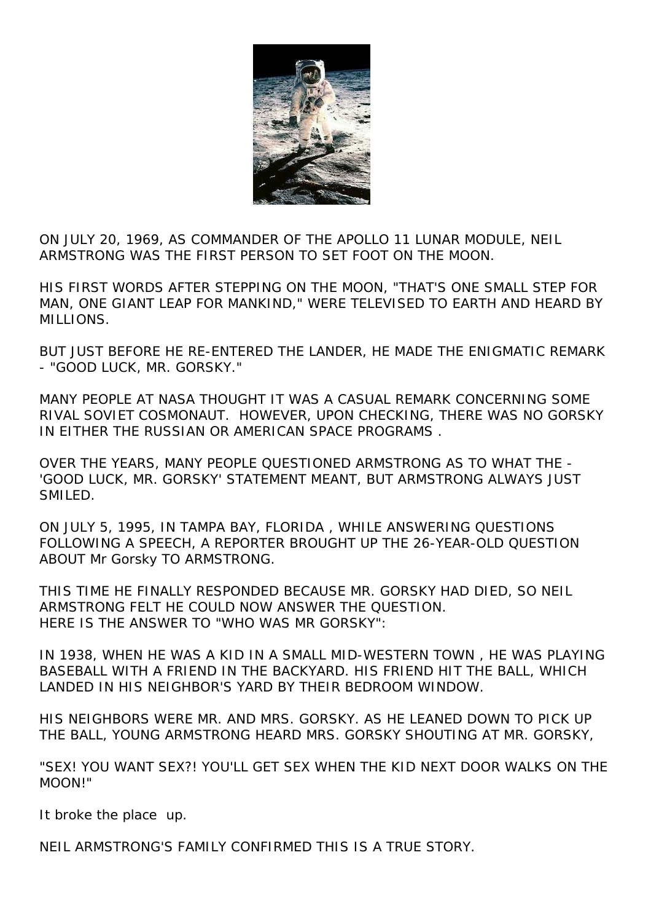ON JULY 20, 1969, AS COMMANDER OF THE APOLLO 11 LUNAR MODULE, NEIL ARMSTRONG WAS THE FIRST PERSON TO SET FOOT ON THE MOON.

HIS FIRST WORDS AFTER STEPPING ON THE MOON, "THAT'S ONE SMALL STEP FOR MAN, ONE GIANT LEAP FOR MANKIND," WERE TELEVISED TO EARTH AND HEARD BY MILLIONS.

BUT JUST BEFORE HE RE-ENTERED THE LANDER, HE MADE THE ENIGMATIC REMARK - "GOOD LUCK, MR. GORSKY."

MANY PEOPLE AT NASA THOUGHT IT WAS A CASUAL REMARK CONCERNING SOME RIVAL SOVIET COSMONAUT. HOWEVER, UPON CHECKING, THERE WAS NO GORSKY IN EITHER THE RUSSIAN OR AMERICAN SPACE PROGRAMS .

OVER THE YEARS, MANY PEOPLE QUESTIONED ARMSTRONG AS TO WHAT THE - 'GOOD LUCK, MR. GORSKY' STATEMENT MEANT, BUT ARMSTRONG ALWAYS JUST SMILED.

ON JULY 5, 1995, IN TAMPA BAY, FLORIDA , WHILE ANSWERING QUESTIONS FOLLOWING A SPEECH, A REPORTER BROUGHT UP THE 26-YEAR-OLD QUESTION ABOUT Mr Gorsky TO ARMSTRONG.

THIS TIME HE FINALLY RESPONDED BECAUSE MR. GORSKY HAD DIED, SO NEIL ARMSTRONG FELT HE COULD NOW ANSWER THE QUESTION.
HERE IS THE ANSWER TO "WHO WAS MR GORSKY":

IN 1938, WHEN HE WAS A KID IN A SMALL MID-WESTERN TOWN , HE WAS PLAYING BASEBALL WITH A FRIEND IN THE BACKYARD. HIS FRIEND HIT THE BALL, WHICH LANDED IN HIS NEIGHBOR'S YARD BY THEIR BEDROOM WINDOW.

HIS NEIGHBORS WERE MR. AND MRS. GORSKY. AS HE LEANED DOWN TO PICK UP THE BALL, YOUNG ARMSTRONG HEARD MRS. GORSKY SHOUTING AT MR. GORSKY,

"SEX! YOU WANT SEX?! YOU'LL GET SEX WHEN THE KID NEXT DOOR WALKS ON THE MOON!"

It broke the place up.

NEIL ARMSTRONG'S FAMILY CONFIRMED THIS IS A TRUE STORY.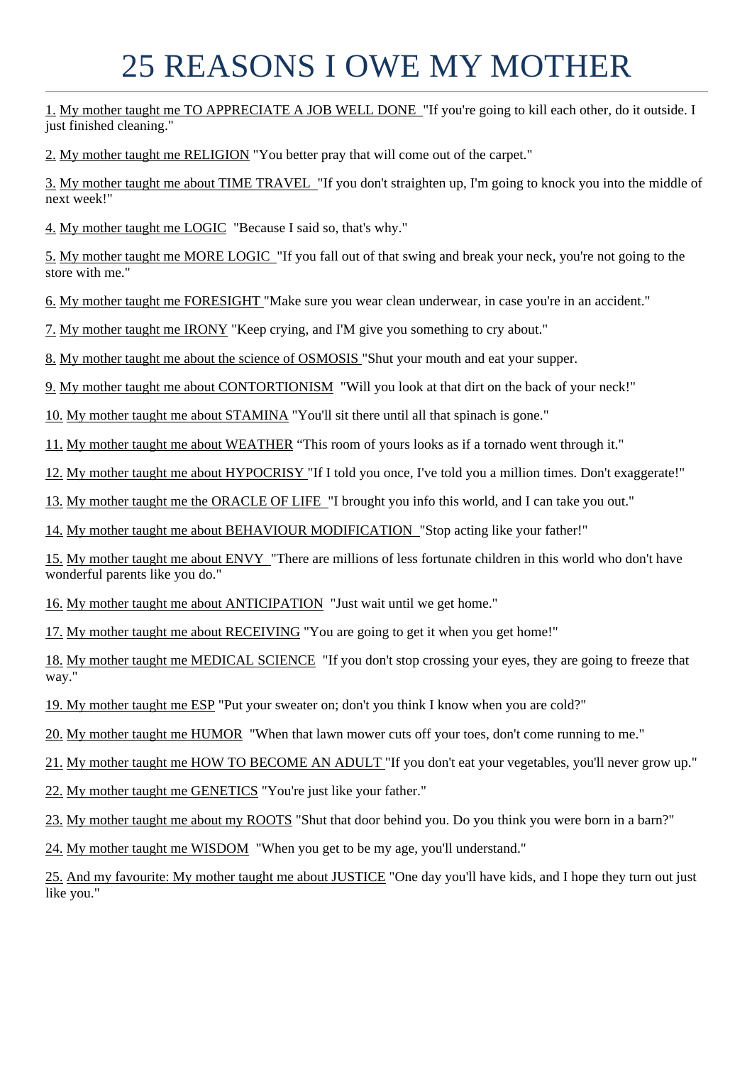# 25 REASONS I OWE MY MOTHER

1. My mother taught me TO APPRECIATE A JOB WELL DONE "If you're going to kill each other, do it outside. I just finished cleaning."

2. My mother taught me RELIGION "You better pray that will come out of the carpet."

3. My mother taught me about TIME TRAVEL "If you don't straighten up, I'm going to knock you into the middle of next week!"

4. My mother taught me LOGIC "Because I said so, that's why."

5. My mother taught me MORE LOGIC "If you fall out of that swing and break your neck, you're not going to the store with me."

6. My mother taught me FORESIGHT "Make sure you wear clean underwear, in case you're in an accident."

7. My mother taught me IRONY "Keep crying, and I'M give you something to cry about."

8. My mother taught me about the science of OSMOSIS "Shut your mouth and eat your supper.

9. My mother taught me about CONTORTIONISM "Will you look at that dirt on the back of your neck!"

10. My mother taught me about STAMINA "You'll sit there until all that spinach is gone."

11. My mother taught me about WEATHER "This room of yours looks as if a tornado went through it."

12. My mother taught me about HYPOCRISY "If I told you once, I've told you a million times. Don't exaggerate!"

13. My mother taught me the ORACLE OF LIFE "I brought you info this world, and I can take you out."

14. My mother taught me about BEHAVIOUR MODIFICATION "Stop acting like your father!"

15. My mother taught me about ENVY "There are millions of less fortunate children in this world who don't have wonderful parents like you do."

16. My mother taught me about ANTICIPATION "Just wait until we get home."

17. My mother taught me about RECEIVING "You are going to get it when you get home!"

18. My mother taught me MEDICAL SCIENCE "If you don't stop crossing your eyes, they are going to freeze that way."

19. My mother taught me ESP "Put your sweater on; don't you think I know when you are cold?"

20. My mother taught me HUMOR "When that lawn mower cuts off your toes, don't come running to me."

21. My mother taught me HOW TO BECOME AN ADULT "If you don't eat your vegetables, you'll never grow up."

22. My mother taught me GENETICS "You're just like your father."

23. My mother taught me about my ROOTS "Shut that door behind you. Do you think you were born in a barn?"

24. My mother taught me WISDOM "When you get to be my age, you'll understand."

25. And my favourite: My mother taught me about JUSTICE "One day you'll have kids, and I hope they turn out just like you."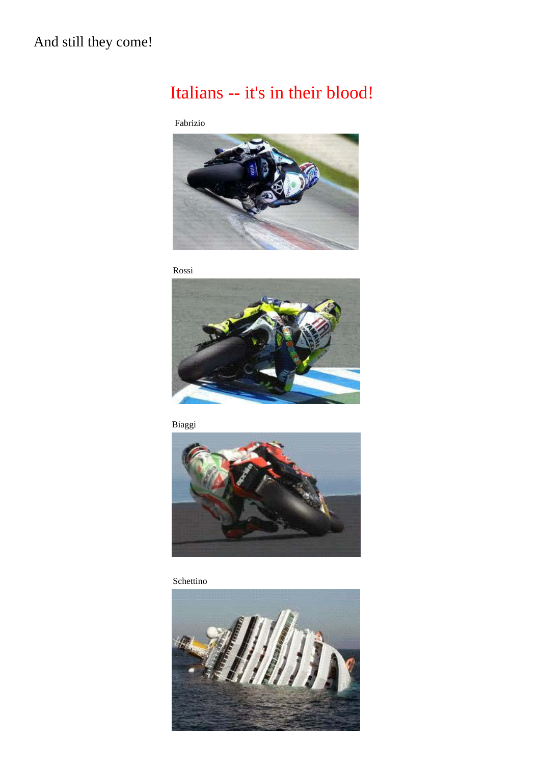And still they come!

## Italians -- it's in their blood!

Fabrizio

Rossi

Biaggi

Schettino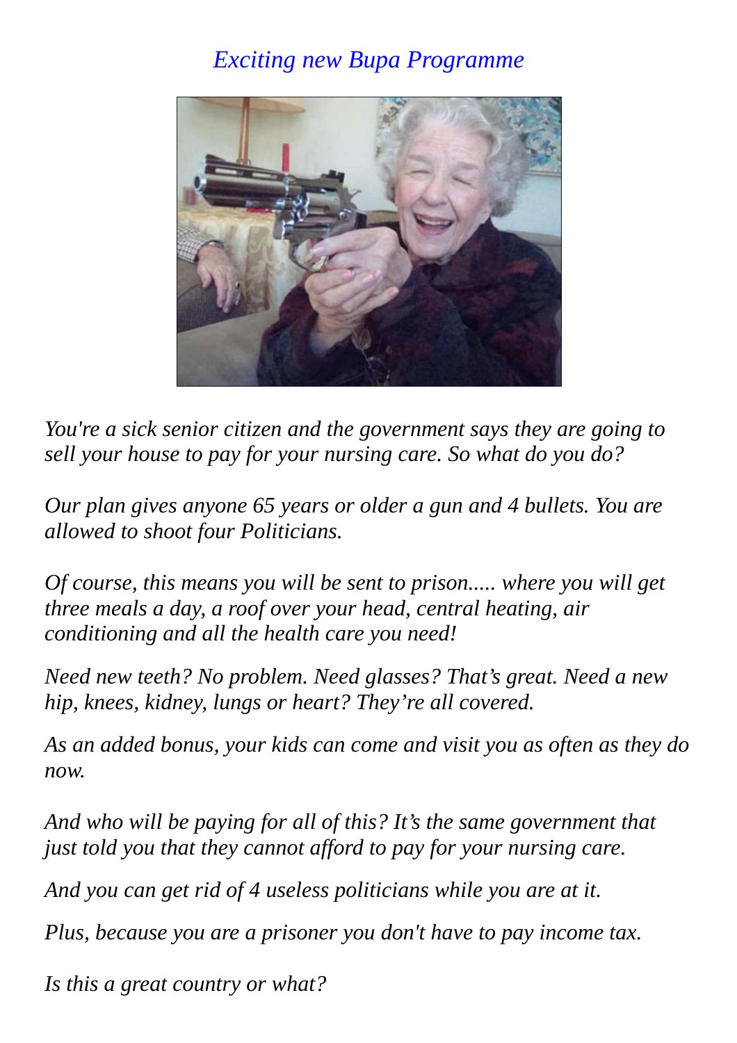*Exciting new Bupa Programme*

*You're a sick senior citizen and the government says they are going to sell your house to pay for your nursing care. So what do you do?*

*Our plan gives anyone 65 years or older a gun and 4 bullets. You are allowed to shoot four Politicians.*

*Of course, this means you will be sent to prison..... where you will get three meals a day, a roof over your head, central heating, air conditioning and all the health care you need!*

*Need new teeth? No problem. Need glasses? That's great. Need a new hip, knees, kidney, lungs or heart? They're all covered.*

*As an added bonus, your kids can come and visit you as often as they do now.*

*And who will be paying for all of this? It's the same government that just told you that they cannot afford to pay for your nursing care.*

*And you can get rid of 4 useless politicians while you are at it.*

*Plus, because you are a prisoner you don't have to pay income tax.*

*Is this a great country or what?*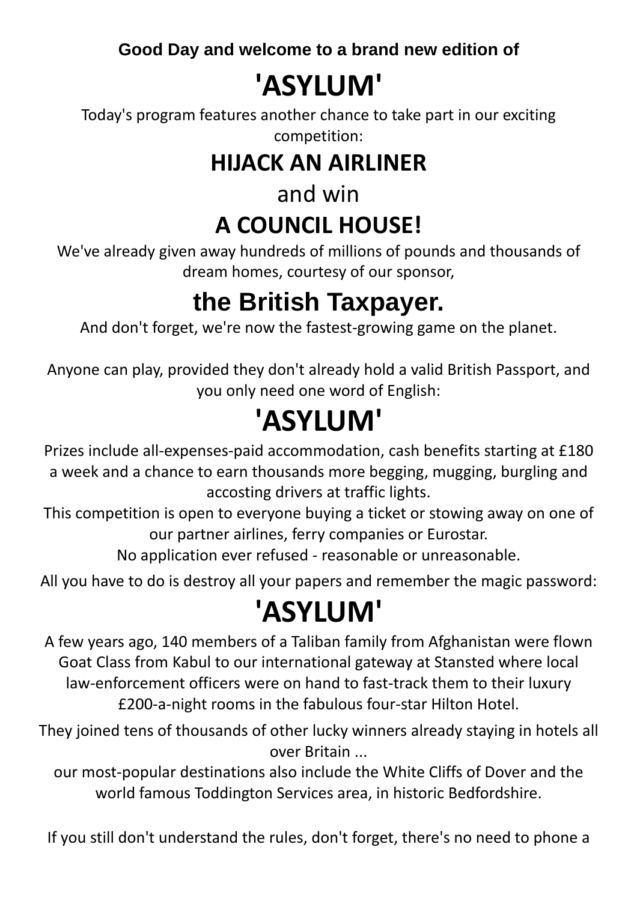**Good Day and welcome to a brand new edition of**

# 'ASYLUM'

Today's program features another chance to take part in our exciting competition:

## HIJACK AN AIRLINER

and win

## A COUNCIL HOUSE!

We've already given away hundreds of millions of pounds and thousands of dream homes, courtesy of our sponsor,

## the British Taxpayer.

And don't forget, we're now the fastest-growing game on the planet.

Anyone can play, provided they don't already hold a valid British Passport, and you only need one word of English:

# 'ASYLUM'

Prizes include all-expenses-paid accommodation, cash benefits starting at £180 a week and a chance to earn thousands more begging, mugging, burgling and accosting drivers at traffic lights.

This competition is open to everyone buying a ticket or stowing away on one of our partner airlines, ferry companies or Eurostar.

No application ever refused - reasonable or unreasonable.

All you have to do is destroy all your papers and remember the magic password:

# 'ASYLUM'

A few years ago, 140 members of a Taliban family from Afghanistan were flown Goat Class from Kabul to our international gateway at Stansted where local law-enforcement officers were on hand to fast-track them to their luxury £200-a-night rooms in the fabulous four-star Hilton Hotel.

They joined tens of thousands of other lucky winners already staying in hotels all over Britain ...

our most-popular destinations also include the White Cliffs of Dover and the world famous Toddington Services area, in historic Bedfordshire.

If you still don't understand the rules, don't forget, there's no need to phone a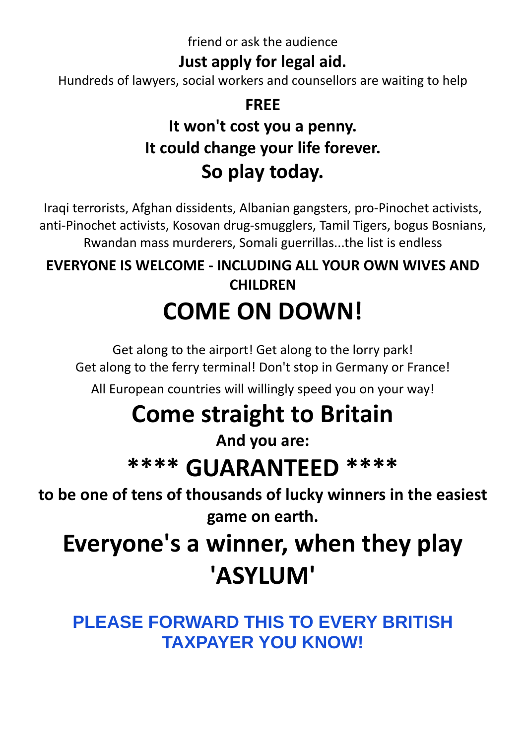friend or ask the audience

**Just apply for legal aid.**

Hundreds of lawyers, social workers and counsellors are waiting to help

**FREE**

**It won't cost you a penny.**

**It could change your life forever.**

## So play today.

Iraqi terrorists, Afghan dissidents, Albanian gangsters, pro-Pinochet activists, anti-Pinochet activists, Kosovan drug-smugglers, Tamil Tigers, bogus Bosnians, Rwandan mass murderers, Somali guerrillas...the list is endless

**EVERYONE IS WELCOME - INCLUDING ALL YOUR OWN WIVES AND CHILDREN**

# COME ON DOWN!

Get along to the airport! Get along to the lorry park!
Get along to the ferry terminal! Don't stop in Germany or France!

All European countries will willingly speed you on your way!

# Come straight to Britain

**And you are:**

# **** GUARANTEED ****

**to be one of tens of thousands of lucky winners in the easiest game on earth.**

# Everyone's a winner, when they play 'ASYLUM'

**PLEASE FORWARD THIS TO EVERY BRITISH TAXPAYER YOU KNOW!**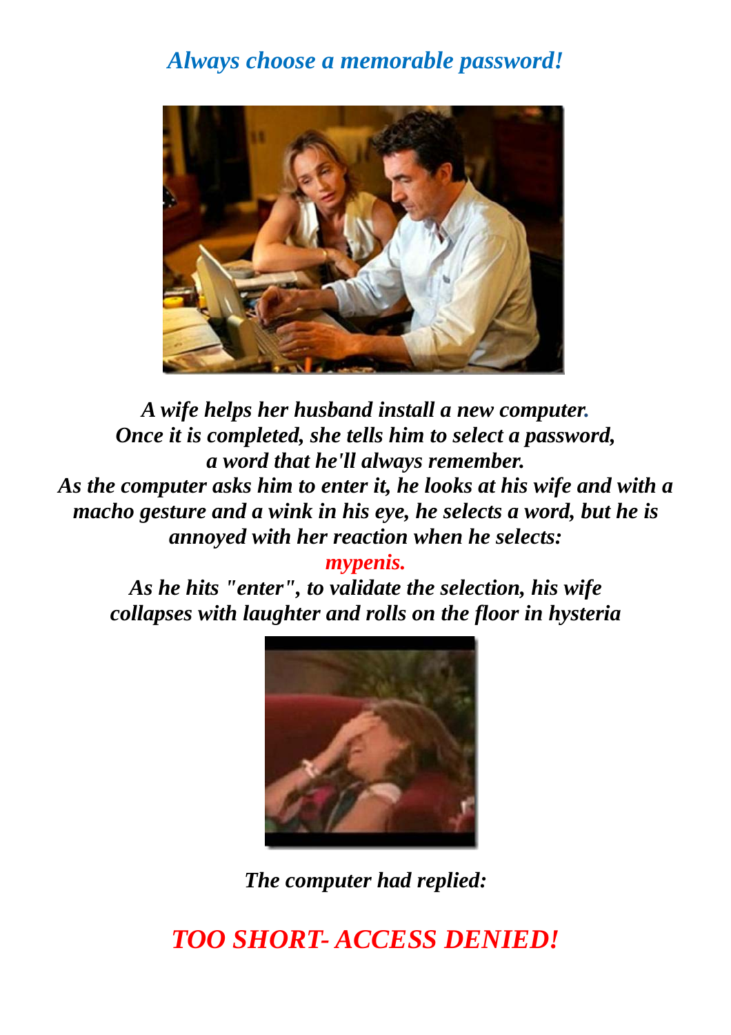*Always choose a memorable password!*

*A wife helps her husband install a new computer.*
*Once it is completed, she tells him to select a password,*
*a word that he'll always remember.*
*As the computer asks him to enter it, he looks at his wife and with a macho gesture and a wink in his eye, he selects a word, but he is annoyed with her reaction when he selects:*

***mypenis.***

*As he hits "enter", to validate the selection, his wife collapses with laughter and rolls on the floor in hysteria*

*The computer had replied:*

## *TOO SHORT- ACCESS DENIED!*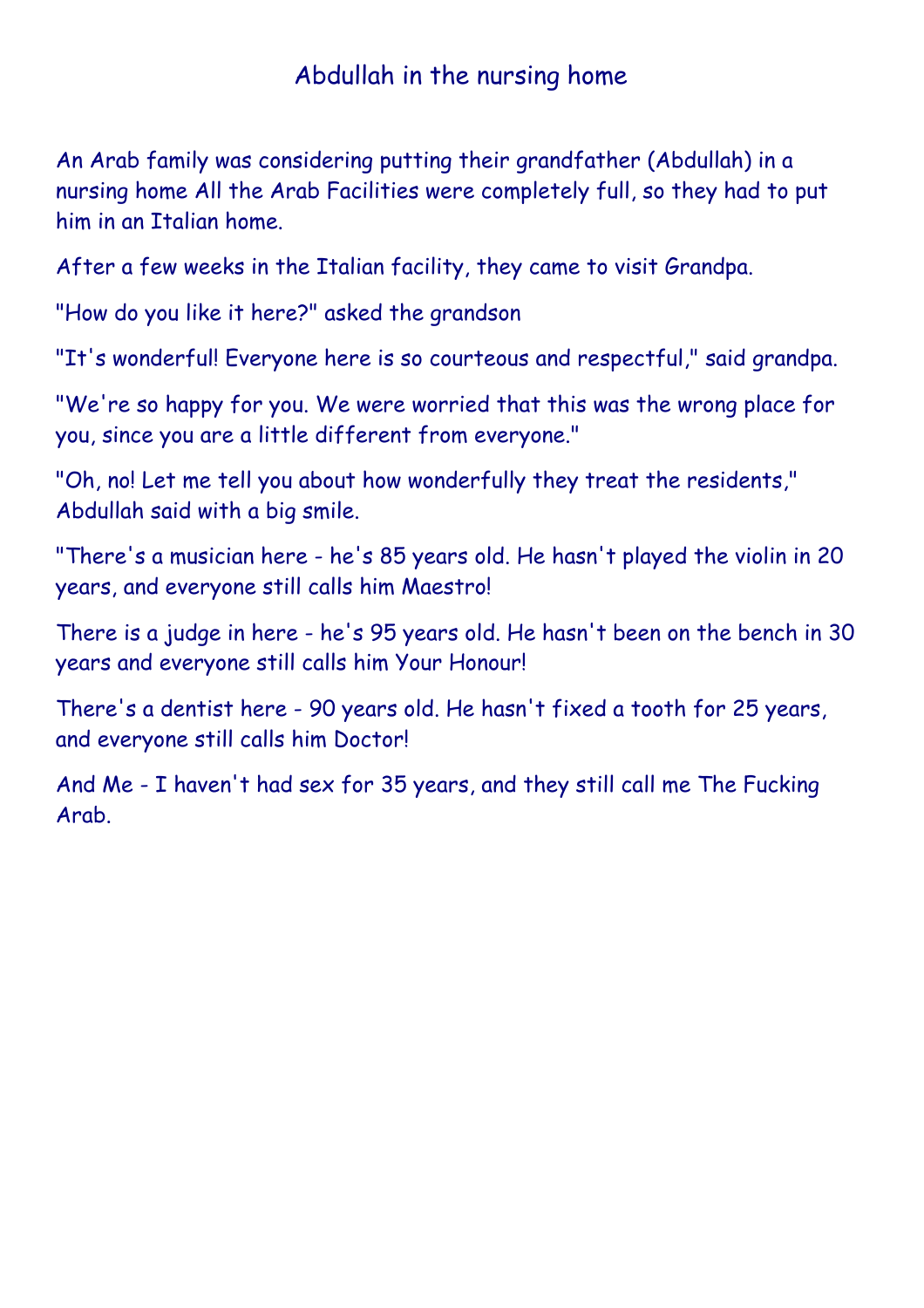# Abdullah in the nursing home

An Arab family was considering putting their grandfather (Abdullah) in a nursing home All the Arab Facilities were completely full, so they had to put him in an Italian home.

After a few weeks in the Italian facility, they came to visit Grandpa.

"How do you like it here?" asked the grandson

"It's wonderful! Everyone here is so courteous and respectful," said grandpa.

"We're so happy for you. We were worried that this was the wrong place for you, since you are a little different from everyone."

"Oh, no! Let me tell you about how wonderfully they treat the residents," Abdullah said with a big smile.

"There's a musician here - he's 85 years old. He hasn't played the violin in 20 years, and everyone still calls him Maestro!

There is a judge in here - he's 95 years old. He hasn't been on the bench in 30 years and everyone still calls him Your Honour!

There's a dentist here - 90 years old. He hasn't fixed a tooth for 25 years, and everyone still calls him Doctor!

And Me - I haven't had sex for 35 years, and they still call me The Fucking Arab.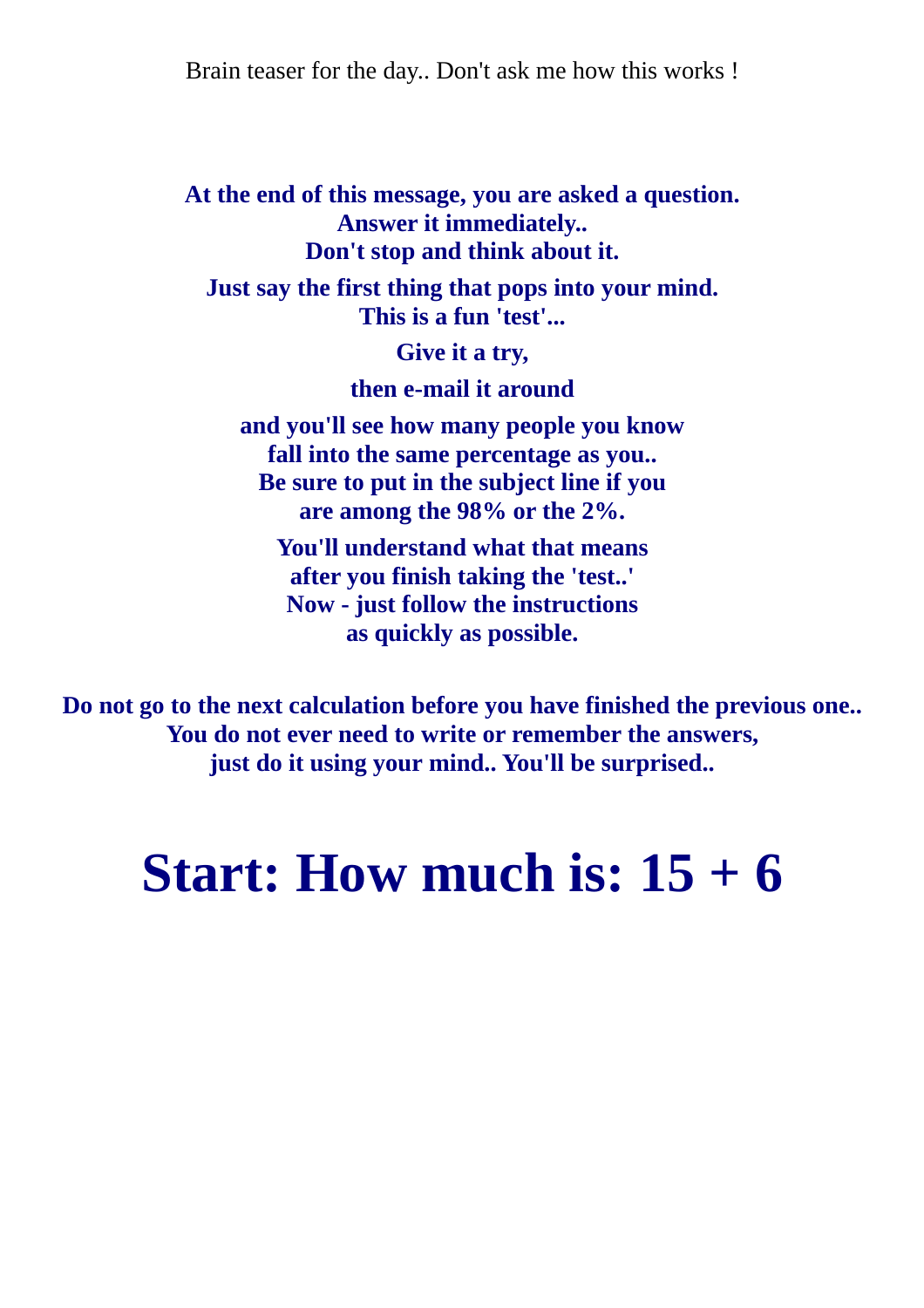Brain teaser for the day.. Don't ask me how this works !

**At the end of this message, you are asked a question.**
**Answer it immediately..**
**Don't stop and think about it.**

**Just say the first thing that pops into your mind.**
**This is a fun 'test'...**

**Give it a try,**

**then e-mail it around**

**and you'll see how many people you know**
**fall into the same percentage as you..**
**Be sure to put in the subject line if you**
**are among the 98% or the 2%.**

**You'll understand what that means**
**after you finish taking the 'test..'**
**Now - just follow the instructions**
**as quickly as possible.**

**Do not go to the next calculation before you have finished the previous one..**
**You do not ever need to write or remember the answers,**
**just do it using your mind.. You'll be surprised..**

# Start: How much is: 15 + 6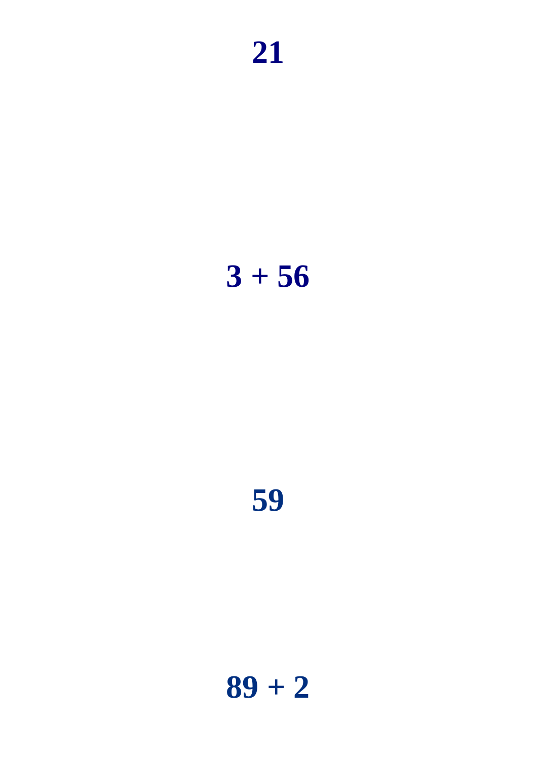**21**

**3 + 56**

**59**

**89 + 2**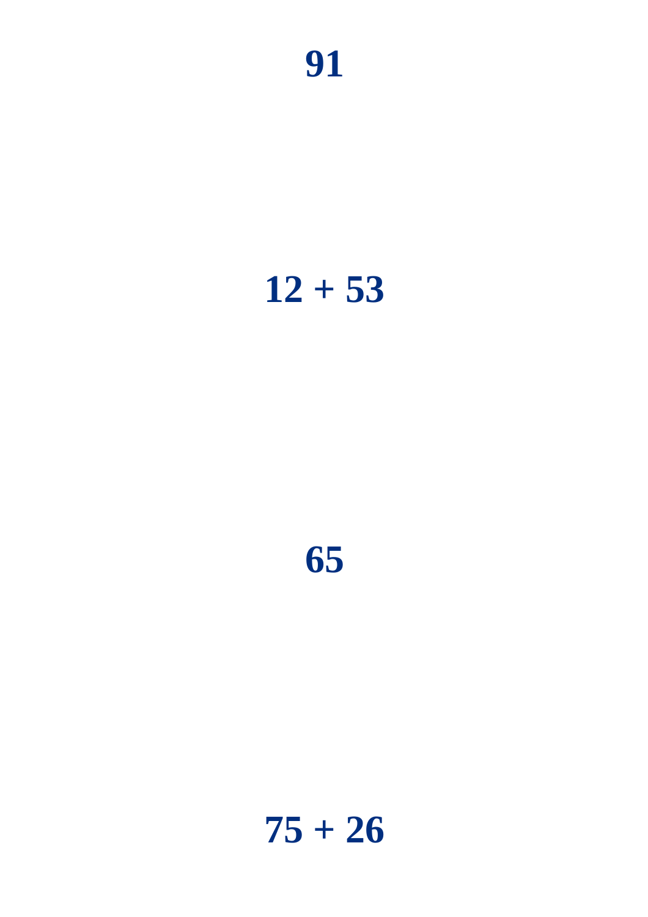**91**

**12 + 53**

**65**

**75 + 26**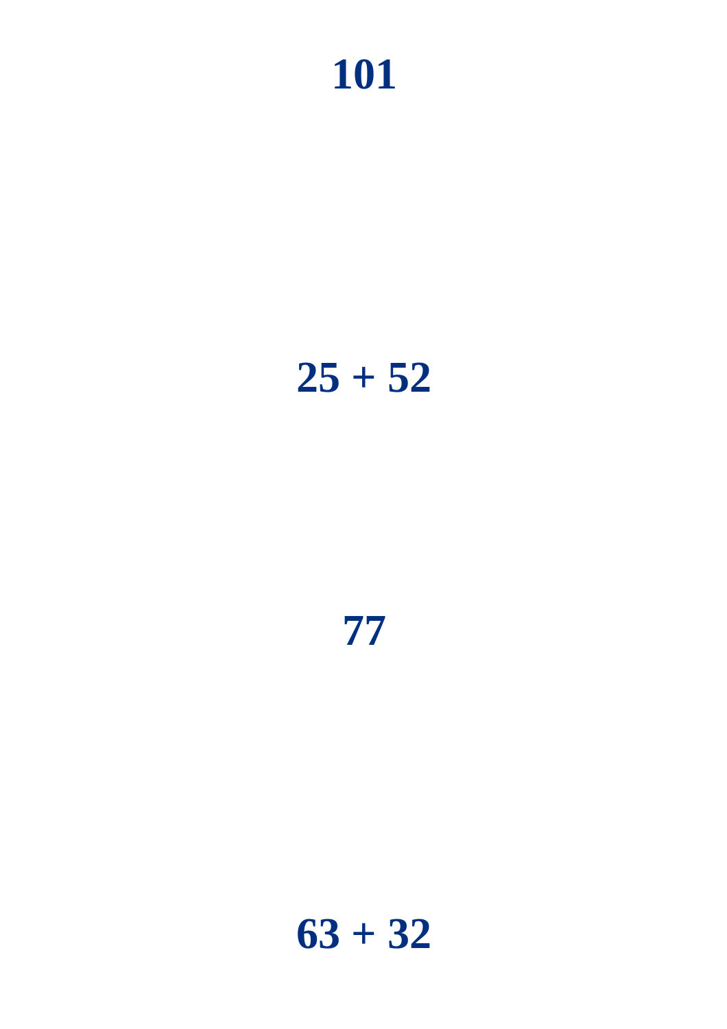**101**

**25 + 52**

**77**

**63 + 32**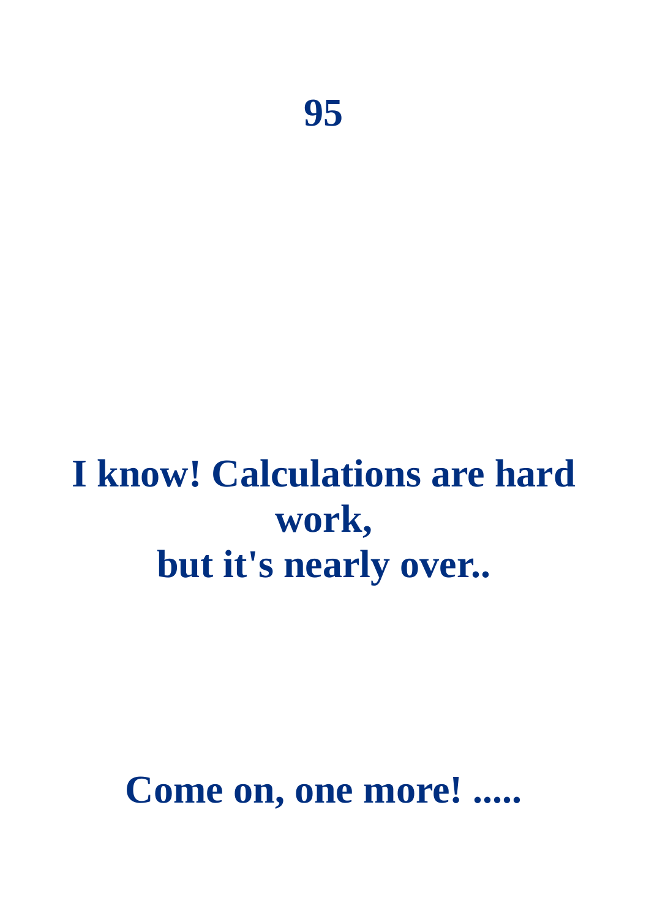# 95

**I know! Calculations are hard work,**
**but it's nearly over..**

**Come on, one more! .....**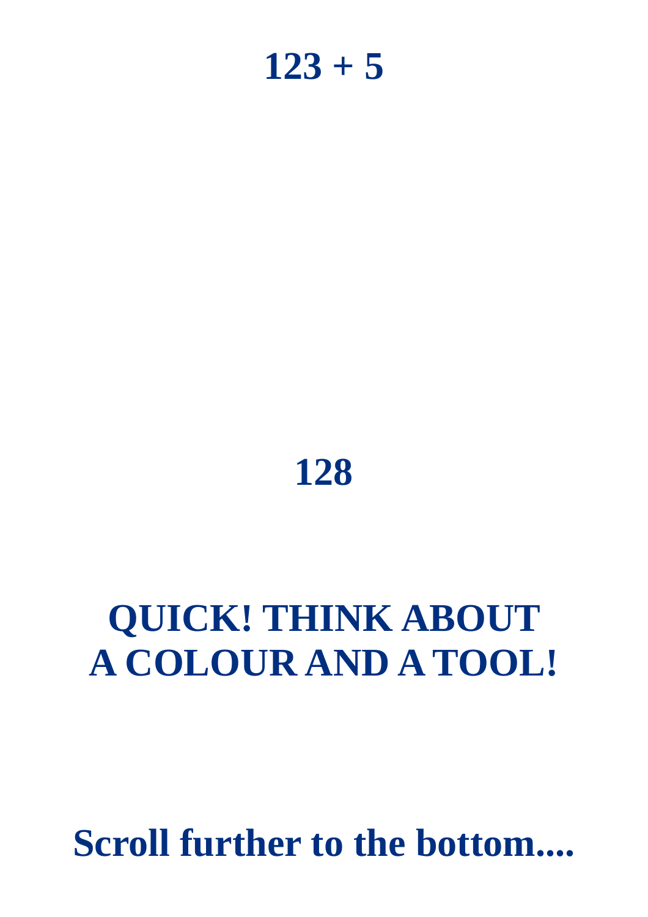# 123 + 5

# 128

# QUICK! THINK ABOUT A COLOUR AND A TOOL!

# Scroll further to the bottom....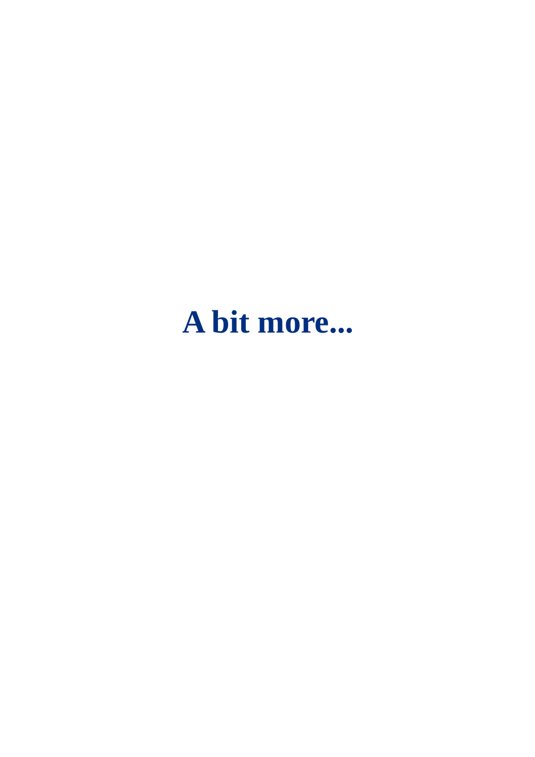# A bit more...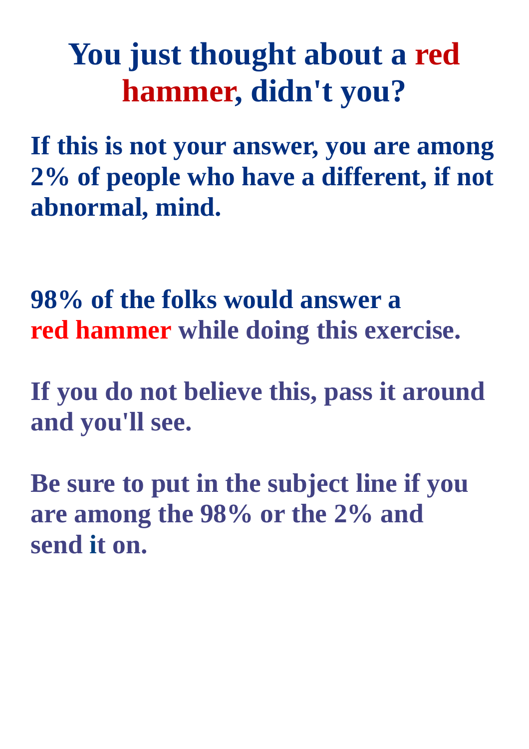# You just thought about a red hammer, didn't you?

**If this is not your answer, you are among 2% of people who have a different, if not abnormal, mind.**

**98% of the folks would answer a red hammer while doing this exercise.**

**If you do not believe this, pass it around and you'll see.**

**Be sure to put in the subject line if you are among the 98% or the 2% and send it on.**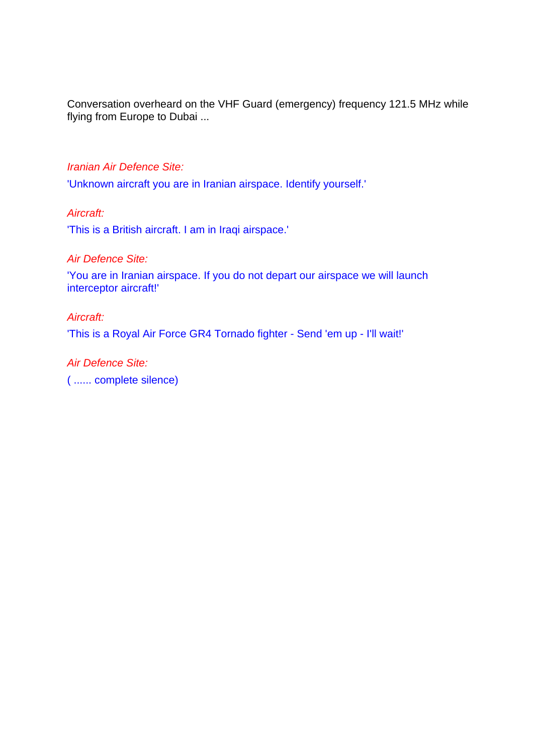Conversation overheard on the VHF Guard (emergency) frequency 121.5 MHz while flying from Europe to Dubai ...

*Iranian Air Defence Site:*

'Unknown aircraft you are in Iranian airspace. Identify yourself.'

*Aircraft:*

'This is a British aircraft. I am in Iraqi airspace.'

*Air Defence Site:*

'You are in Iranian airspace. If you do not depart our airspace we will launch interceptor aircraft!'

*Aircraft:*

'This is a Royal Air Force GR4 Tornado fighter - Send 'em up - I'll wait!'

*Air Defence Site:*

( ...... complete silence)